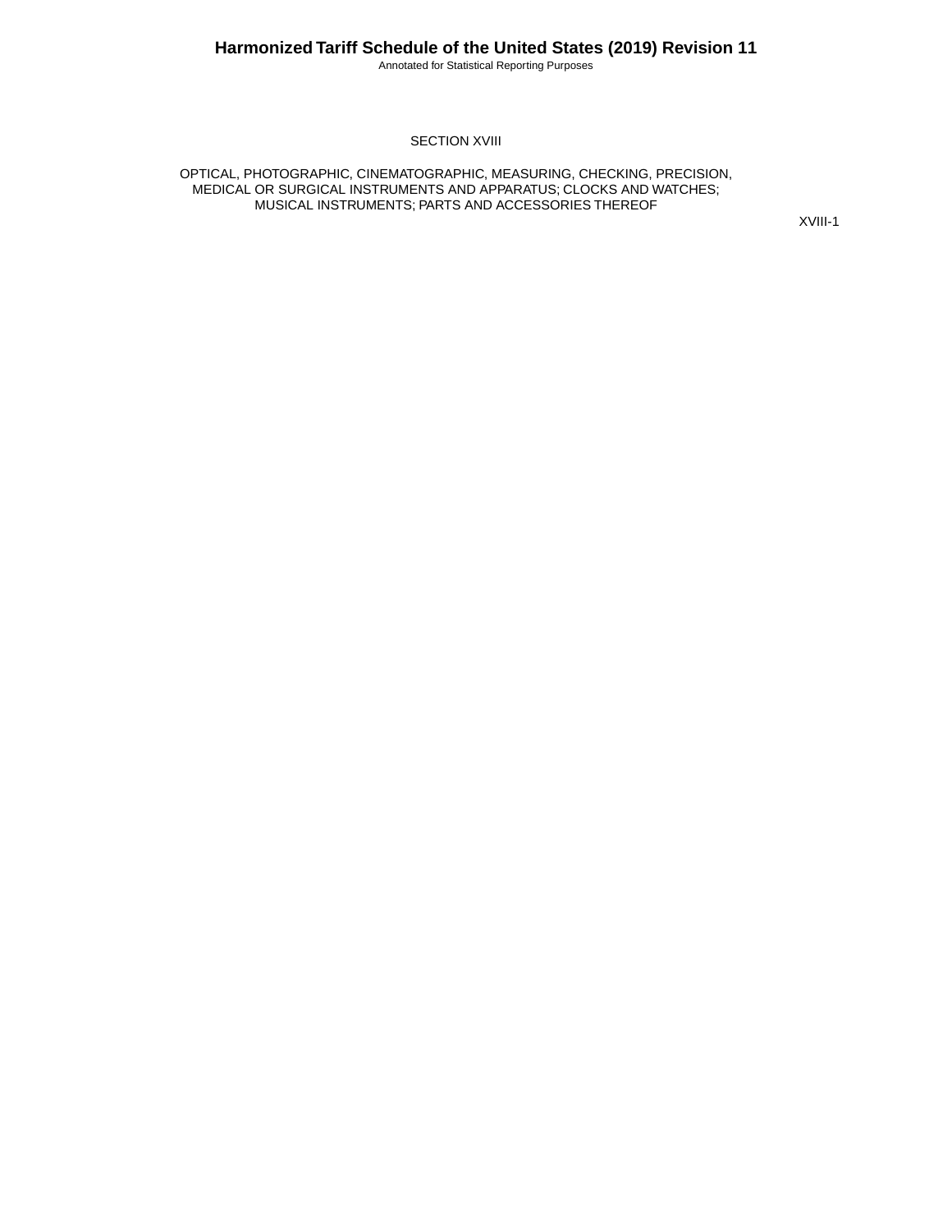# SECTION XVIII

## OPTICAL, PHOTOGRAPHIC, CINEMATOGRAPHIC, MEASURING, CHECKING, PRECISION, MEDICAL OR SURGICAL INSTRUMENTS AND APPARATUS; CLOCKS AND WATCHES; MUSICAL INSTRUMENTS; PARTS AND ACCESSORIES THEREOF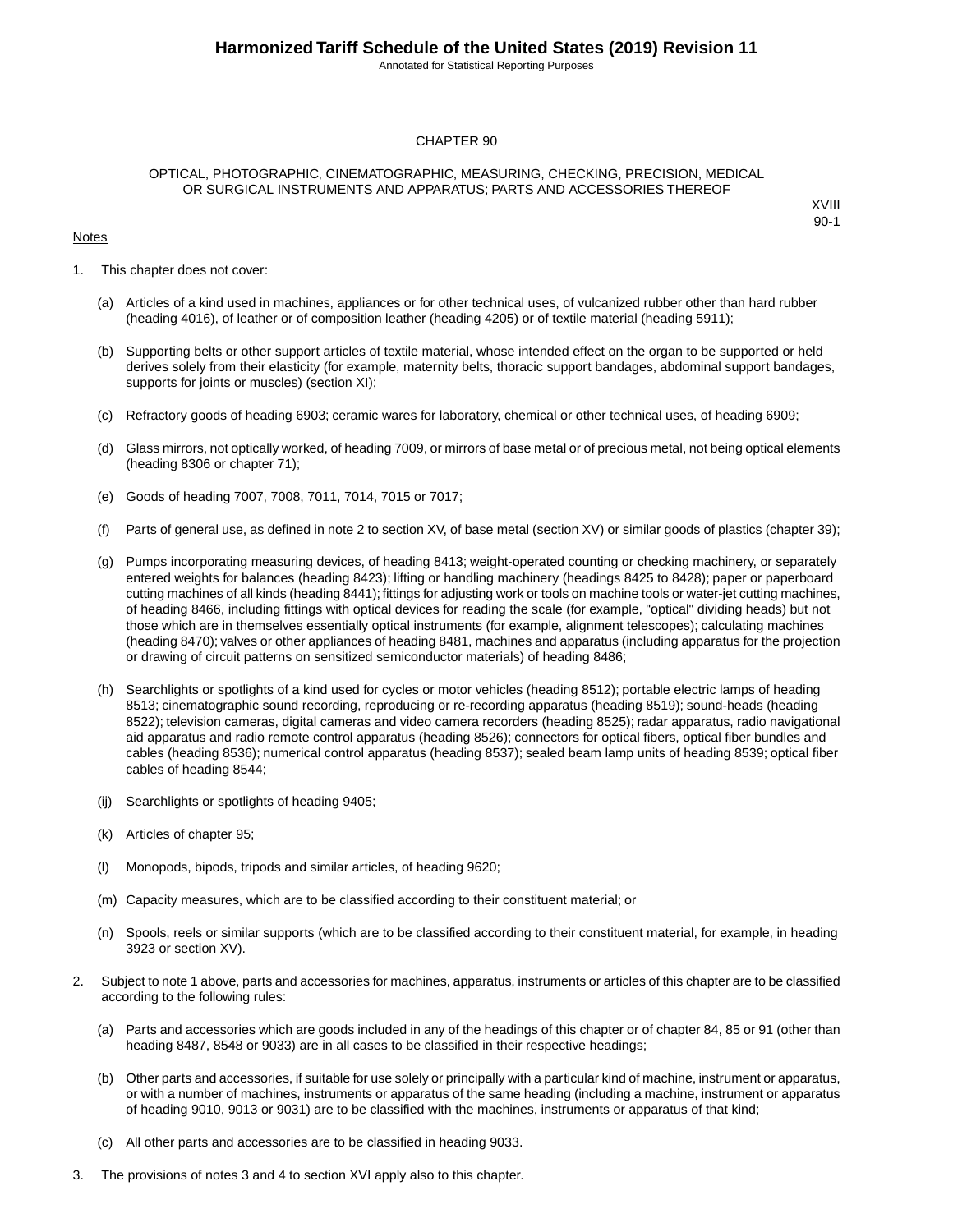# CHAPTER 90

## OPTICAL, PHOTOGRAPHIC, CINEMATOGRAPHIC, MEASURING, CHECKING, PRECISION, MEDICAL OR SURGICAL INSTRUMENTS AND APPARATUS; PARTS AND ACCESSORIES THEREOF

XVIII
90-1

Notes

1. This chapter does not cover:

   (a) Articles of a kind used in machines, appliances or for other technical uses, of vulcanized rubber other than hard rubber (heading 4016), of leather or of composition leather (heading 4205) or of textile material (heading 5911);

   (b) Supporting belts or other support articles of textile material, whose intended effect on the organ to be supported or held derives solely from their elasticity (for example, maternity belts, thoracic support bandages, abdominal support bandages, supports for joints or muscles) (section XI);

   (c) Refractory goods of heading 6903; ceramic wares for laboratory, chemical or other technical uses, of heading 6909;

   (d) Glass mirrors, not optically worked, of heading 7009, or mirrors of base metal or of precious metal, not being optical elements (heading 8306 or chapter 71);

   (e) Goods of heading 7007, 7008, 7011, 7014, 7015 or 7017;

   (f) Parts of general use, as defined in note 2 to section XV, of base metal (section XV) or similar goods of plastics (chapter 39);

   (g) Pumps incorporating measuring devices, of heading 8413; weight-operated counting or checking machinery, or separately entered weights for balances (heading 8423); lifting or handling machinery (headings 8425 to 8428); paper or paperboard cutting machines of all kinds (heading 8441); fittings for adjusting work or tools on machine tools or water-jet cutting machines, of heading 8466, including fittings with optical devices for reading the scale (for example, "optical" dividing heads) but not those which are in themselves essentially optical instruments (for example, alignment telescopes); calculating machines (heading 8470); valves or other appliances of heading 8481, machines and apparatus (including apparatus for the projection or drawing of circuit patterns on sensitized semiconductor materials) of heading 8486;

   (h) Searchlights or spotlights of a kind used for cycles or motor vehicles (heading 8512); portable electric lamps of heading 8513; cinematographic sound recording, reproducing or re-recording apparatus (heading 8519); sound-heads (heading 8522); television cameras, digital cameras and video camera recorders (heading 8525); radar apparatus, radio navigational aid apparatus and radio remote control apparatus (heading 8526); connectors for optical fibers, optical fiber bundles and cables (heading 8536); numerical control apparatus (heading 8537); sealed beam lamp units of heading 8539; optical fiber cables of heading 8544;

   (ij) Searchlights or spotlights of heading 9405;

   (k) Articles of chapter 95;

   (l) Monopods, bipods, tripods and similar articles, of heading 9620;

   (m) Capacity measures, which are to be classified according to their constituent material; or

   (n) Spools, reels or similar supports (which are to be classified according to their constituent material, for example, in heading 3923 or section XV).

2. Subject to note 1 above, parts and accessories for machines, apparatus, instruments or articles of this chapter are to be classified according to the following rules:

   (a) Parts and accessories which are goods included in any of the headings of this chapter or of chapter 84, 85 or 91 (other than heading 8487, 8548 or 9033) are in all cases to be classified in their respective headings;

   (b) Other parts and accessories, if suitable for use solely or principally with a particular kind of machine, instrument or apparatus, or with a number of machines, instruments or apparatus of the same heading (including a machine, instrument or apparatus of heading 9010, 9013 or 9031) are to be classified with the machines, instruments or apparatus of that kind;

   (c) All other parts and accessories are to be classified in heading 9033.

3. The provisions of notes 3 and 4 to section XVI apply also to this chapter.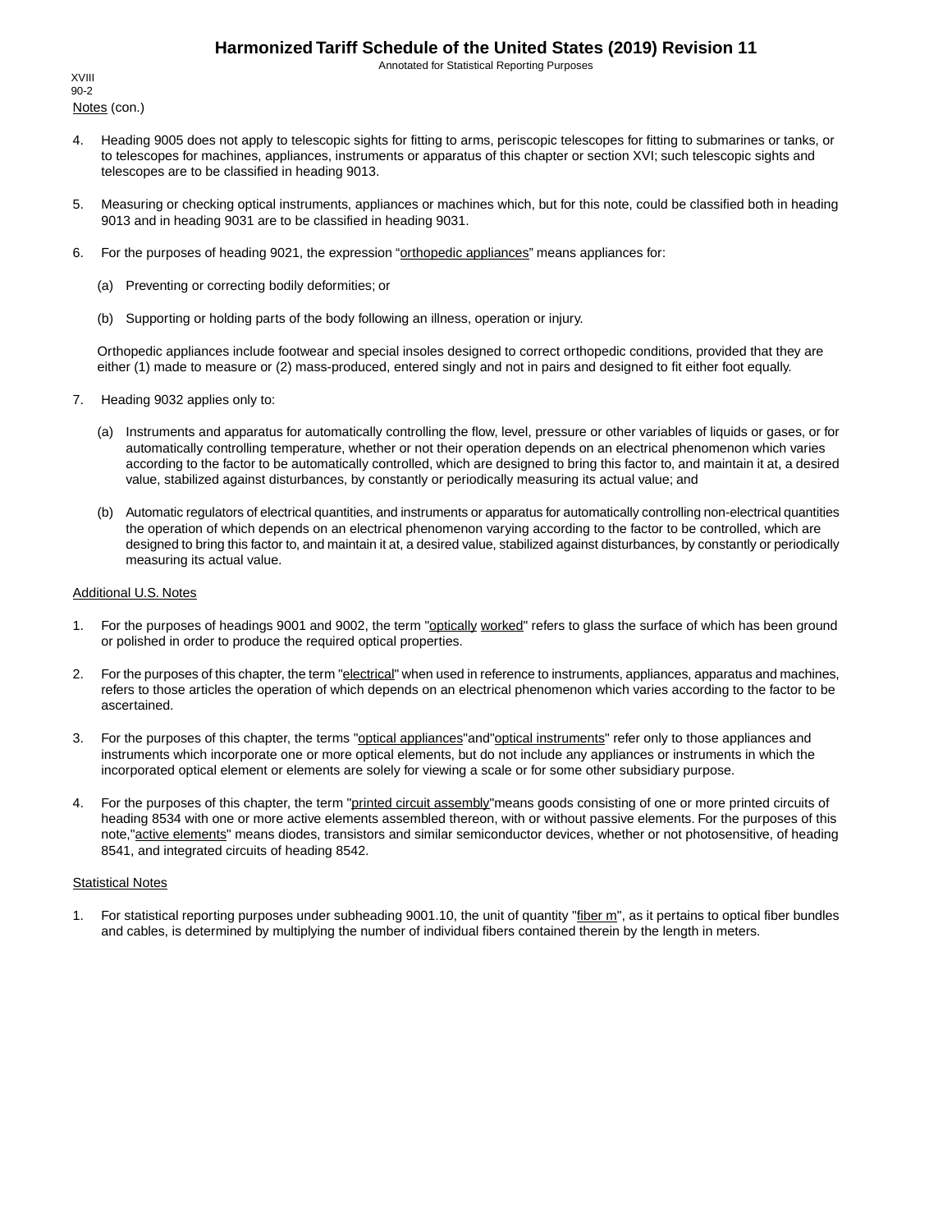Notes (con.)

4. Heading 9005 does not apply to telescopic sights for fitting to arms, periscopic telescopes for fitting to submarines or tanks, or to telescopes for machines, appliances, instruments or apparatus of this chapter or section XVI; such telescopic sights and telescopes are to be classified in heading 9013.

5. Measuring or checking optical instruments, appliances or machines which, but for this note, could be classified both in heading 9013 and in heading 9031 are to be classified in heading 9031.

6. For the purposes of heading 9021, the expression "orthopedic appliances" means appliances for:

   (a) Preventing or correcting bodily deformities; or

   (b) Supporting or holding parts of the body following an illness, operation or injury.

   Orthopedic appliances include footwear and special insoles designed to correct orthopedic conditions, provided that they are either (1) made to measure or (2) mass-produced, entered singly and not in pairs and designed to fit either foot equally.

7. Heading 9032 applies only to:

   (a) Instruments and apparatus for automatically controlling the flow, level, pressure or other variables of liquids or gases, or for automatically controlling temperature, whether or not their operation depends on an electrical phenomenon which varies according to the factor to be automatically controlled, which are designed to bring this factor to, and maintain it at, a desired value, stabilized against disturbances, by constantly or periodically measuring its actual value; and

   (b) Automatic regulators of electrical quantities, and instruments or apparatus for automatically controlling non-electrical quantities the operation of which depends on an electrical phenomenon varying according to the factor to be controlled, which are designed to bring this factor to, and maintain it at, a desired value, stabilized against disturbances, by constantly or periodically measuring its actual value.

Additional U.S. Notes

1. For the purposes of headings 9001 and 9002, the term "optically worked" refers to glass the surface of which has been ground or polished in order to produce the required optical properties.

2. For the purposes of this chapter, the term "electrical" when used in reference to instruments, appliances, apparatus and machines, refers to those articles the operation of which depends on an electrical phenomenon which varies according to the factor to be ascertained.

3. For the purposes of this chapter, the terms "optical appliances" and "optical instruments" refer only to those appliances and instruments which incorporate one or more optical elements, but do not include any appliances or instruments in which the incorporated optical element or elements are solely for viewing a scale or for some other subsidiary purpose.

4. For the purposes of this chapter, the term "printed circuit assembly" means goods consisting of one or more printed circuits of heading 8534 with one or more active elements assembled thereon, with or without passive elements. For the purposes of this note, "active elements" means diodes, transistors and similar semiconductor devices, whether or not photosensitive, of heading 8541, and integrated circuits of heading 8542.

Statistical Notes

1. For statistical reporting purposes under subheading 9001.10, the unit of quantity "fiber m", as it pertains to optical fiber bundles and cables, is determined by multiplying the number of individual fibers contained therein by the length in meters.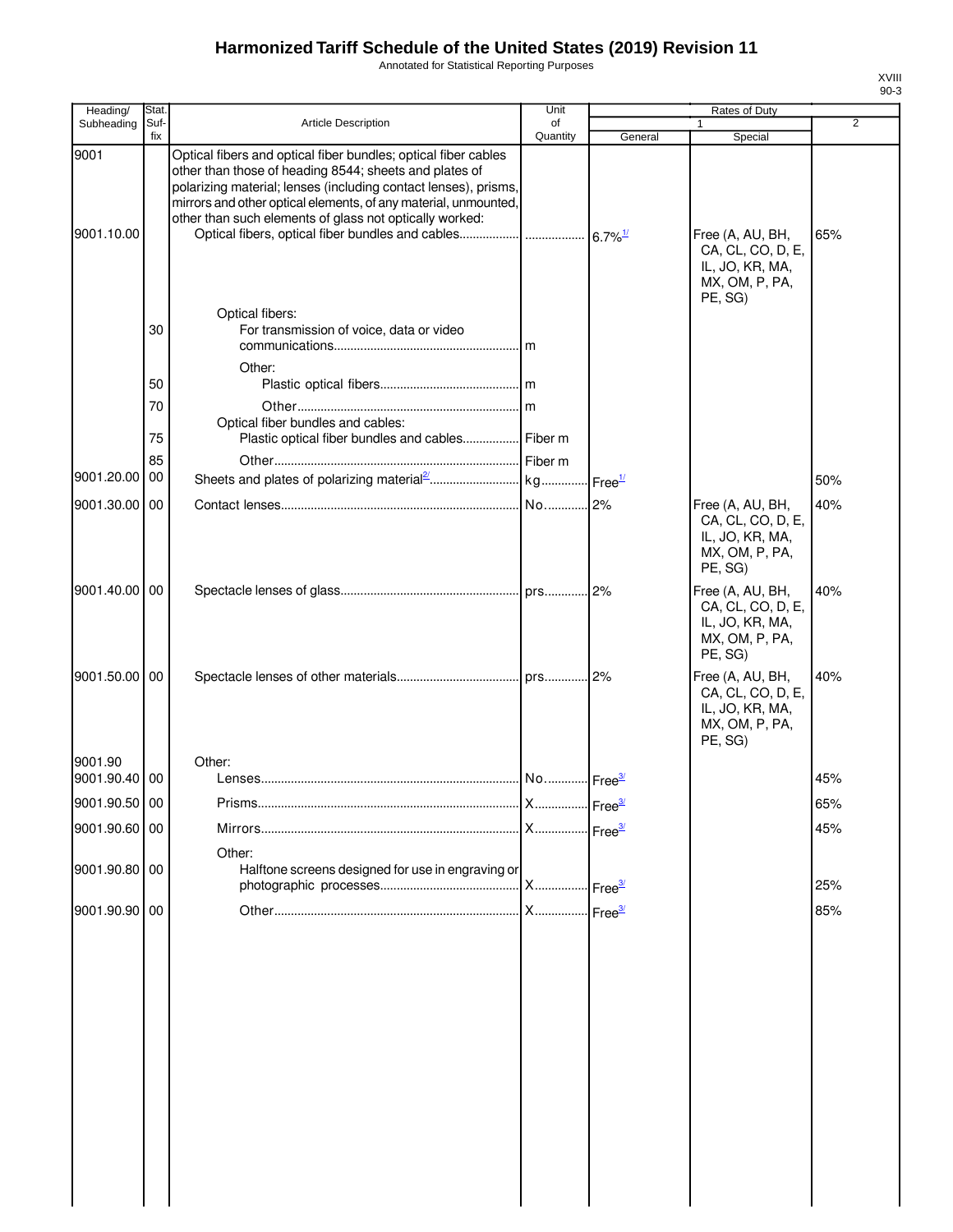# Harmonized Tariff Schedule of the United States (2019) Revision 11

Annotated for Statistical Reporting Purposes

| Heading/ Subheading | Stat. Suf- fix | Article Description | Unit of Quantity | Rates of Duty 1 General | Special | 2 |
|---|---|---|---|---|---|---|
| 9001 | | Optical fibers and optical fiber bundles; optical fiber cables other than those of heading 8544; sheets and plates of polarizing material; lenses (including contact lenses), prisms, mirrors and other optical elements, of any material, unmounted, other than such elements of glass not optically worked: | | | | |
| 9001.10.00 | | Optical fibers, optical fiber bundles and cables | | 6.7%[1/] | Free (A, AU, BH, CA, CL, CO, D, E, IL, JO, KR, MA, MX, OM, P, PA, PE, SG) | 65% |
| | | Optical fibers: | | | | |
| | 30 | For transmission of voice, data or video communications | m | | | |
| | | Other: | | | | |
| | 50 | Plastic optical fibers | m | | | |
| | 70 | Other | m | | | |
| | | Optical fiber bundles and cables: | | | | |
| | 75 | Plastic optical fiber bundles and cables | Fiber m | | | |
| | 85 | Other | Fiber m | | | |
| 9001.20.00 | 00 | Sheets and plates of polarizing material[2/] | kg | Free[1/] | | 50% |
| 9001.30.00 | 00 | Contact lenses | No. | 2% | Free (A, AU, BH, CA, CL, CO, D, E, IL, JO, KR, MA, MX, OM, P, PA, PE, SG) | 40% |
| 9001.40.00 | 00 | Spectacle lenses of glass | prs. | 2% | Free (A, AU, BH, CA, CL, CO, D, E, IL, JO, KR, MA, MX, OM, P, PA, PE, SG) | 40% |
| 9001.50.00 | 00 | Spectacle lenses of other materials | prs. | 2% | Free (A, AU, BH, CA, CL, CO, D, E, IL, JO, KR, MA, MX, OM, P, PA, PE, SG) | 40% |
| 9001.90 | | Other: | | | | |
| 9001.90.40 | 00 | Lenses | No. | Free[3/] | | 45% |
| 9001.90.50 | 00 | Prisms | X | Free[3/] | | 65% |
| 9001.90.60 | 00 | Mirrors | X | Free[3/] | | 45% |
| | | Other: | | | | |
| 9001.90.80 | 00 | Halftone screens designed for use in engraving or photographic processes | X | Free[3/] | | 25% |
| 9001.90.90 | 00 | Other | X | Free[3/] | | 85% |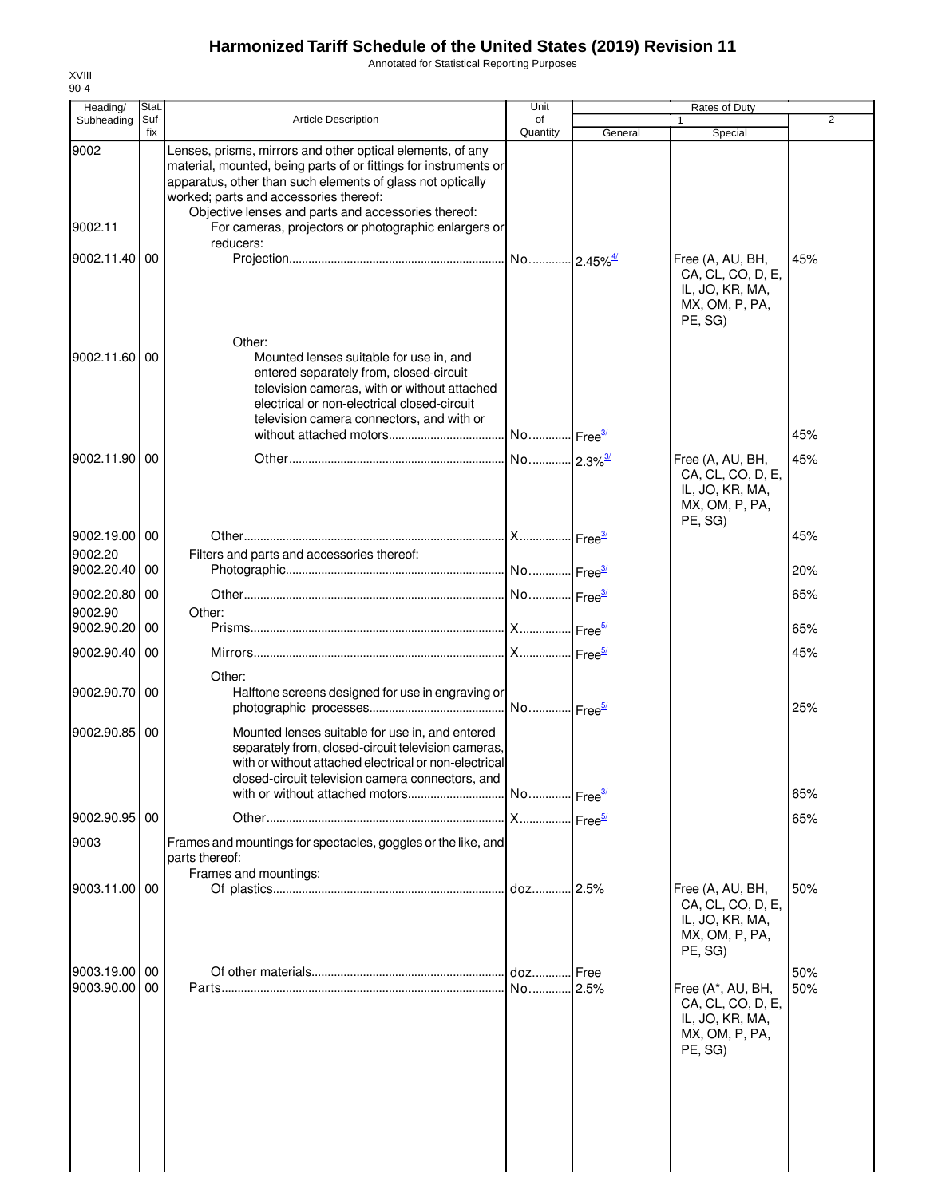# Harmonized Tariff Schedule of the United States (2019) Revision 11

Annotated for Statistical Reporting Purposes

XVIII
90-4

| Heading/ Subheading | Stat. Suf- fix | Article Description | Unit of Quantity | Rates of Duty 1 General | Special | 2 |
|---|---|---|---|---|---|---|
| 9002 | | Lenses, prisms, mirrors and other optical elements, of any material, mounted, being parts of or fittings for instruments or apparatus, other than such elements of glass not optically worked; parts and accessories thereof: | | | | |
| | | Objective lenses and parts and accessories thereof: | | | | |
| 9002.11 | | For cameras, projectors or photographic enlargers or reducers: | | | | |
| 9002.11.40 | 00 | Projection | No. | 2.45%[4/] | Free (A, AU, BH, CA, CL, CO, D, E, IL, JO, KR, MA, MX, OM, P, PA, PE, SG) | 45% |
| | | Other: | | | | |
| 9002.11.60 | 00 | Mounted lenses suitable for use in, and entered separately from, closed-circuit television cameras, with or without attached electrical or non-electrical closed-circuit television camera connectors, and with or without attached motors | No. | Free[3/] | | 45% |
| 9002.11.90 | 00 | Other | No. | 2.3%[3/] | Free (A, AU, BH, CA, CL, CO, D, E, IL, JO, KR, MA, MX, OM, P, PA, PE, SG) | 45% |
| 9002.19.00 | 00 | Other | X | Free[3/] | | 45% |
| 9002.20 | | Filters and parts and accessories thereof: | | | | |
| 9002.20.40 | 00 | Photographic | No. | Free[3/] | | 20% |
| 9002.20.80 | 00 | Other | No. | Free[3/] | | 65% |
| 9002.90 | | Other: | | | | |
| 9002.90.20 | 00 | Prisms | X | Free[5/] | | 65% |
| 9002.90.40 | 00 | Mirrors | X | Free[5/] | | 45% |
| | | Other: | | | | |
| 9002.90.70 | 00 | Halftone screens designed for use in engraving or photographic processes | No. | Free[5/] | | 25% |
| 9002.90.85 | 00 | Mounted lenses suitable for use in, and entered separately from, closed-circuit television cameras, with or without attached electrical or non-electrical closed-circuit television camera connectors, and with or without attached motors | No. | Free[3/] | | 65% |
| 9002.90.95 | 00 | Other | X | Free[5/] | | 65% |
| 9003 | | Frames and mountings for spectacles, goggles or the like, and parts thereof: | | | | |
| | | Frames and mountings: | | | | |
| 9003.11.00 | 00 | Of plastics | doz. | 2.5% | Free (A, AU, BH, CA, CL, CO, D, E, IL, JO, KR, MA, MX, OM, P, PA, PE, SG) | 50% |
| 9003.19.00 | 00 | Of other materials | doz. | Free | | 50% |
| 9003.90.00 | 00 | Parts | No. | 2.5% | Free (A*, AU, BH, CA, CL, CO, D, E, IL, JO, KR, MA, MX, OM, P, PA, PE, SG) | 50% |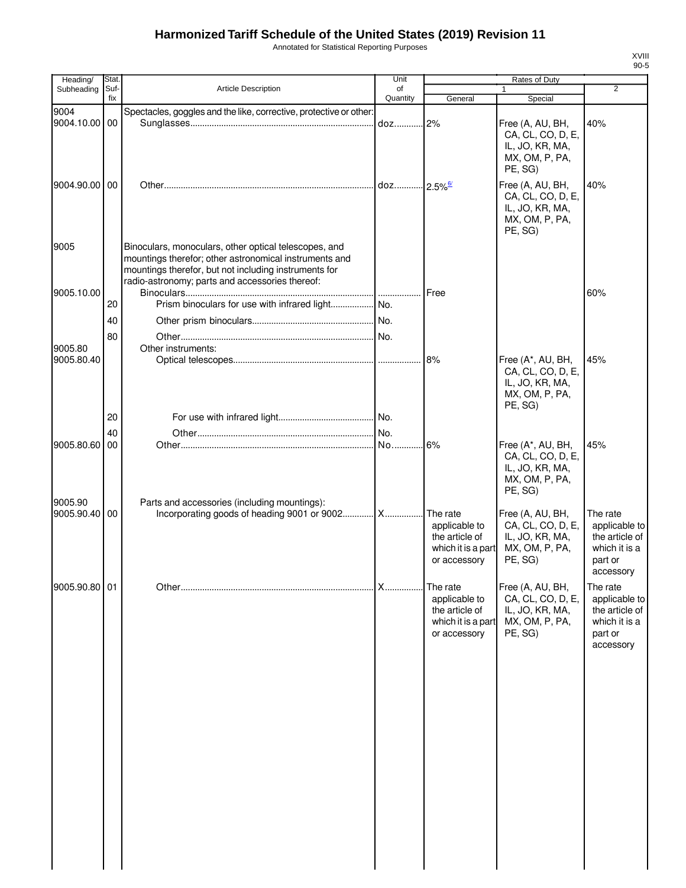# Harmonized Tariff Schedule of the United States (2019) Revision 11

Annotated for Statistical Reporting Purposes

| Heading/ Subheading | Stat. Suf- fix | Article Description | Unit of Quantity | Rates of Duty 1 General | Special | 2 |
|---|---|---|---|---|---|---|
| 9004 | | Spectacles, goggles and the like, corrective, protective or other: | | | | |
| 9004.10.00 | 00 | Sunglasses | doz | 2% | Free (A, AU, BH, CA, CL, CO, D, E, IL, JO, KR, MA, MX, OM, P, PA, PE, SG) | 40% |
| 9004.90.00 | 00 | Other | doz | 2.5% [6/] | Free (A, AU, BH, CA, CL, CO, D, E, IL, JO, KR, MA, MX, OM, P, PA, PE, SG) | 40% |
| 9005 | | Binoculars, monoculars, other optical telescopes, and mountings therefor; other astronomical instruments and mountings therefor, but not including instruments for radio-astronomy; parts and accessories thereof: | | | | |
| 9005.10.00 | | Binoculars | | Free | | 60% |
| | 20 | Prism binoculars for use with infrared light | No. | | | |
| | 40 | Other prism binoculars | No. | | | |
| | 80 | Other | No. | | | |
| 9005.80 | | Other instruments: | | | | |
| 9005.80.40 | | Optical telescopes | | 8% | Free (A*, AU, BH, CA, CL, CO, D, E, IL, JO, KR, MA, MX, OM, P, PA, PE, SG) | 45% |
| | 20 | For use with infrared light | No. | | | |
| | 40 | Other | No. | | | |
| 9005.80.60 | 00 | Other | No. | 6% | Free (A*, AU, BH, CA, CL, CO, D, E, IL, JO, KR, MA, MX, OM, P, PA, PE, SG) | 45% |
| 9005.90 | | Parts and accessories (including mountings): | | | | |
| 9005.90.40 | 00 | Incorporating goods of heading 9001 or 9002 | X | The rate applicable to the article of which it is a part or accessory | Free (A, AU, BH, CA, CL, CO, D, E, IL, JO, KR, MA, MX, OM, P, PA, PE, SG) | The rate applicable to the article of which it is a part or accessory |
| 9005.90.80 | 01 | Other | X | The rate applicable to the article of which it is a part or accessory | Free (A, AU, BH, CA, CL, CO, D, E, IL, JO, KR, MA, MX, OM, P, PA, PE, SG) | The rate applicable to the article of which it is a part or accessory |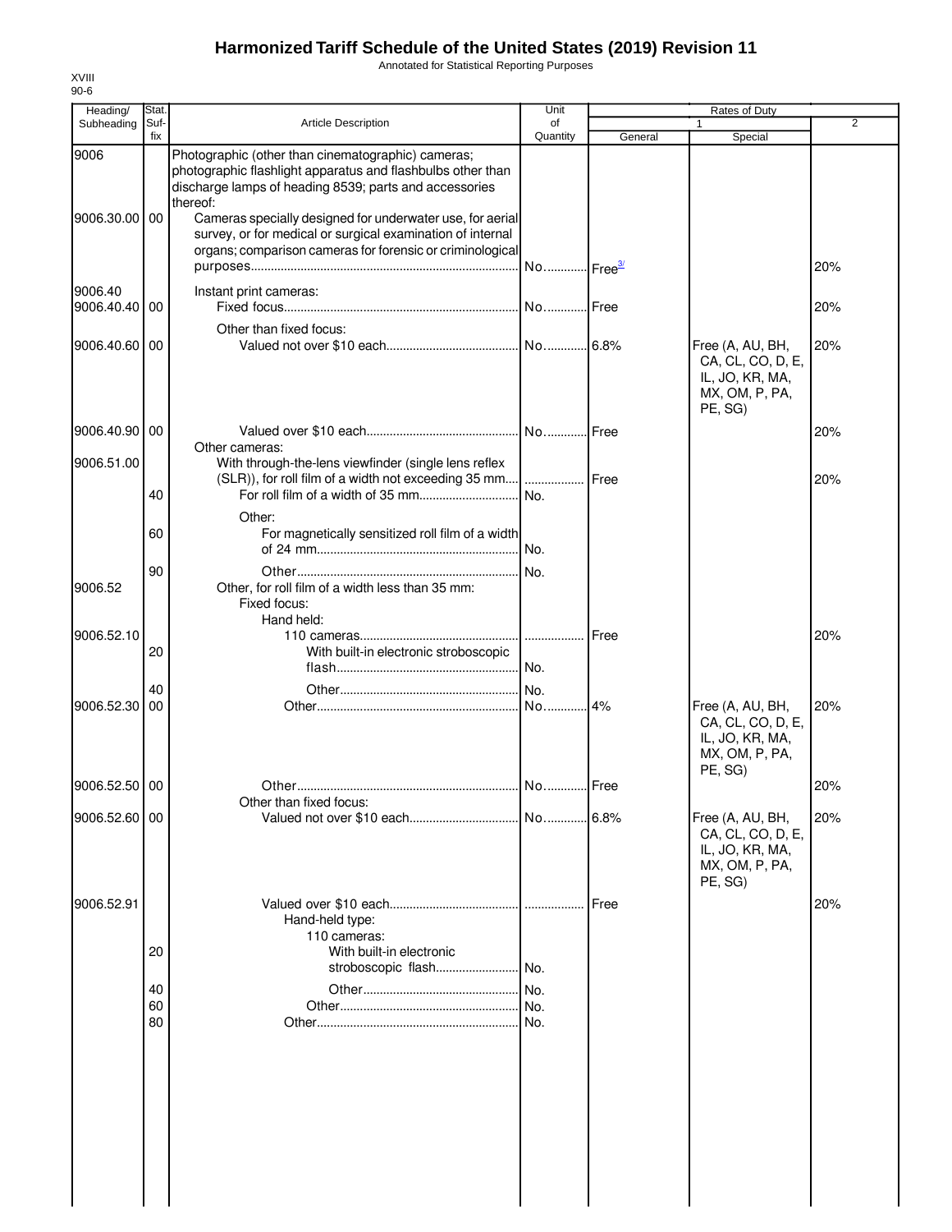# Harmonized Tariff Schedule of the United States (2019) Revision 11

Annotated for Statistical Reporting Purposes

XVIII
90-6

| Heading/ Subheading | Stat. Suf-fix | Article Description | Unit of Quantity | Rates of Duty 1 General | Special | 2 |
|---|---|---|---|---|---|---|
| 9006 | | Photographic (other than cinematographic) cameras; photographic flashlight apparatus and flashbulbs other than discharge lamps of heading 8539; parts and accessories thereof: | | | | |
| 9006.30.00 | 00 | Cameras specially designed for underwater use, for aerial survey, or for medical or surgical examination of internal organs; comparison cameras for forensic or criminological purposes | No. | Free[3/] | | 20% |
| 9006.40 | | Instant print cameras: | | | | |
| 9006.40.40 | 00 | Fixed focus | No. | Free | | 20% |
| | | Other than fixed focus: | | | | |
| 9006.40.60 | 00 | Valued not over $10 each | No. | 6.8% | Free (A, AU, BH, CA, CL, CO, D, E, IL, JO, KR, MA, MX, OM, P, PA, PE, SG) | 20% |
| 9006.40.90 | 00 | Valued over $10 each | No. | Free | | 20% |
| | | Other cameras: | | | | |
| 9006.51.00 | | With through-the-lens viewfinder (single lens reflex (SLR)), for roll film of a width not exceeding 35 mm | | Free | | 20% |
| | 40 | For roll film of a width of 35 mm | No. | | | |
| | | Other: | | | | |
| | 60 | For magnetically sensitized roll film of a width of 24 mm | No. | | | |
| | 90 | Other | No. | | | |
| 9006.52 | | Other, for roll film of a width less than 35 mm: | | | | |
| | | Fixed focus: | | | | |
| | | Hand held: | | | | |
| 9006.52.10 | | 110 cameras | | Free | | 20% |
| | 20 | With built-in electronic stroboscopic flash | No. | | | |
| | 40 | Other | No. | | | |
| 9006.52.30 | 00 | Other | No. | 4% | Free (A, AU, BH, CA, CL, CO, D, E, IL, JO, KR, MA, MX, OM, P, PA, PE, SG) | 20% |
| 9006.52.50 | 00 | Other | No. | Free | | 20% |
| | | Other than fixed focus: | | | | |
| 9006.52.60 | 00 | Valued not over $10 each | No. | 6.8% | Free (A, AU, BH, CA, CL, CO, D, E, IL, JO, KR, MA, MX, OM, P, PA, PE, SG) | 20% |
| 9006.52.91 | | Valued over $10 each | | Free | | 20% |
| | | Hand-held type: | | | | |
| | | 110 cameras: | | | | |
| | 20 | With built-in electronic stroboscopic flash | No. | | | |
| | 40 | Other | No. | | | |
| | 60 | Other | No. | | | |
| | 80 | Other | No. | | | |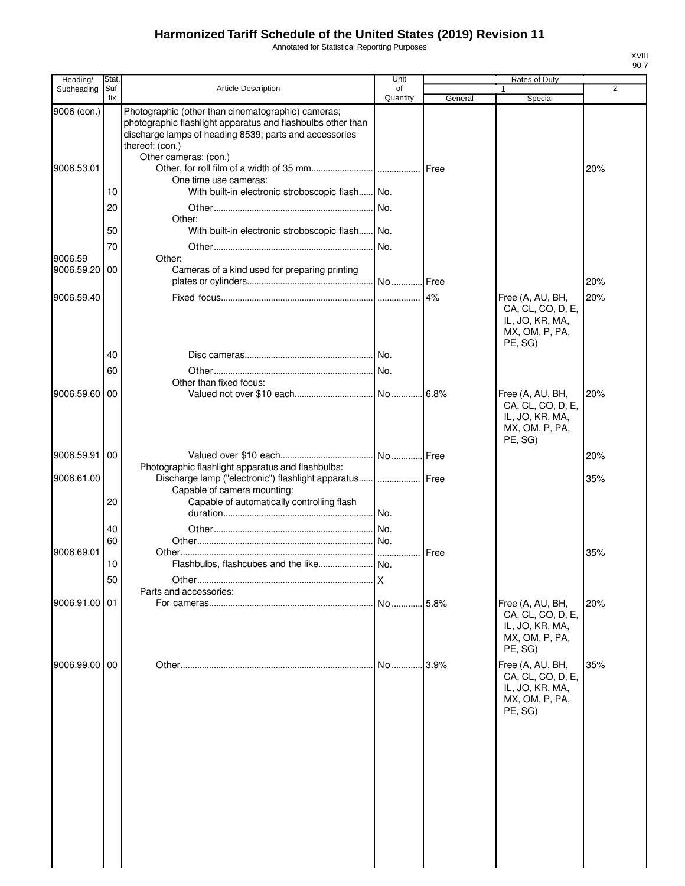# Harmonized Tariff Schedule of the United States (2019) Revision 11

Annotated for Statistical Reporting Purposes

| Heading/ Subheading | Stat. Suf- fix | Article Description | Unit of Quantity | Rates of Duty 1 General | Special | 2 |
|---|---|---|---|---|---|---|
| 9006 (con.) | | Photographic (other than cinematographic) cameras; photographic flashlight apparatus and flashbulbs other than discharge lamps of heading 8539; parts and accessories thereof: (con.) | | | | |
| | | Other cameras: (con.) | | | | |
| 9006.53.01 | | Other, for roll film of a width of 35 mm | | Free | | 20% |
| | | One time use cameras: | | | | |
| | 10 | With built-in electronic stroboscopic flash | No. | | | |
| | 20 | Other | No. | | | |
| | | Other: | | | | |
| | 50 | With built-in electronic stroboscopic flash | No. | | | |
| | 70 | Other | No. | | | |
| 9006.59 | | Other: | | | | |
| 9006.59.20 | 00 | Cameras of a kind used for preparing printing plates or cylinders | No. | Free | | 20% |
| 9006.59.40 | | Fixed focus | | 4% | Free (A, AU, BH, CA, CL, CO, D, E, IL, JO, KR, MA, MX, OM, P, PA, PE, SG) | 20% |
| | 40 | Disc cameras | No. | | | |
| | 60 | Other | No. | | | |
| | | Other than fixed focus: | | | | |
| 9006.59.60 | 00 | Valued not over $10 each | No. | 6.8% | Free (A, AU, BH, CA, CL, CO, D, E, IL, JO, KR, MA, MX, OM, P, PA, PE, SG) | 20% |
| 9006.59.91 | 00 | Valued over $10 each | No. | Free | | 20% |
| | | Photographic flashlight apparatus and flashbulbs: | | | | |
| 9006.61.00 | | Discharge lamp ("electronic") flashlight apparatus | | Free | | 35% |
| | | Capable of camera mounting: | | | | |
| | 20 | Capable of automatically controlling flash duration | No. | | | |
| | 40 | Other | No. | | | |
| | 60 | Other | No. | | | |
| 9006.69.01 | | Other | | Free | | 35% |
| | 10 | Flashbulbs, flashcubes and the like | No. | | | |
| | 50 | Other | X | | | |
| | | Parts and accessories: | | | | |
| 9006.91.00 | 01 | For cameras | No. | 5.8% | Free (A, AU, BH, CA, CL, CO, D, E, IL, JO, KR, MA, MX, OM, P, PA, PE, SG) | 20% |
| 9006.99.00 | 00 | Other | No. | 3.9% | Free (A, AU, BH, CA, CL, CO, D, E, IL, JO, KR, MA, MX, OM, P, PA, PE, SG) | 35% |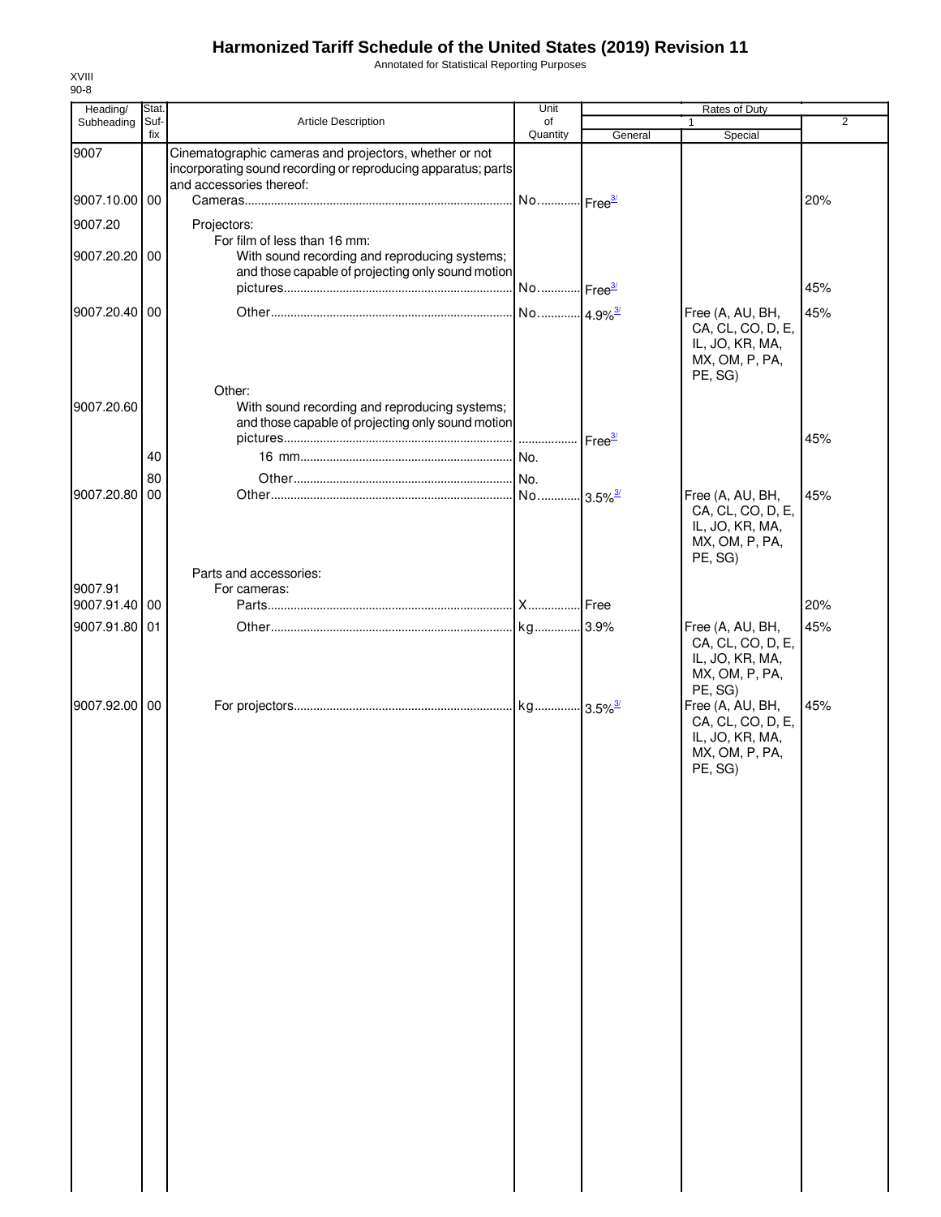# Harmonized Tariff Schedule of the United States (2019) Revision 11

Annotated for Statistical Reporting Purposes

XVIII
90-8

| Heading/ Subheading | Stat. Suf-fix | Article Description | Unit of Quantity | Rates of Duty 1 General | Special | 2 |
|---|---|---|---|---|---|---|
| 9007 | | Cinematographic cameras and projectors, whether or not incorporating sound recording or reproducing apparatus; parts and accessories thereof: | | | | |
| 9007.10.00 | 00 | Cameras | No. | Free[3/] | | 20% |
| 9007.20 | | Projectors: | | | | |
| | | For film of less than 16 mm: | | | | |
| 9007.20.20 | 00 | With sound recording and reproducing systems; and those capable of projecting only sound motion pictures | No. | Free[3/] | | 45% |
| 9007.20.40 | 00 | Other | No. | 4.9%[3/] | Free (A, AU, BH, CA, CL, CO, D, E, IL, JO, KR, MA, MX, OM, P, PA, PE, SG) | 45% |
| | | Other: | | | | |
| 9007.20.60 | | With sound recording and reproducing systems; and those capable of projecting only sound motion pictures | | Free[3/] | | 45% |
| | 40 | 16 mm | No. | | | |
| | 80 | Other | No. | | | |
| 9007.20.80 | 00 | Other | No. | 3.5%[3/] | Free (A, AU, BH, CA, CL, CO, D, E, IL, JO, KR, MA, MX, OM, P, PA, PE, SG) | 45% |
| | | Parts and accessories: | | | | |
| 9007.91 | | For cameras: | | | | |
| 9007.91.40 | 00 | Parts | X | Free | | 20% |
| 9007.91.80 | 01 | Other | kg | 3.9% | Free (A, AU, BH, CA, CL, CO, D, E, IL, JO, KR, MA, MX, OM, P, PA, PE, SG) | 45% |
| 9007.92.00 | 00 | For projectors | kg | 3.5%[3/] | Free (A, AU, BH, CA, CL, CO, D, E, IL, JO, KR, MA, MX, OM, P, PA, PE, SG) | 45% |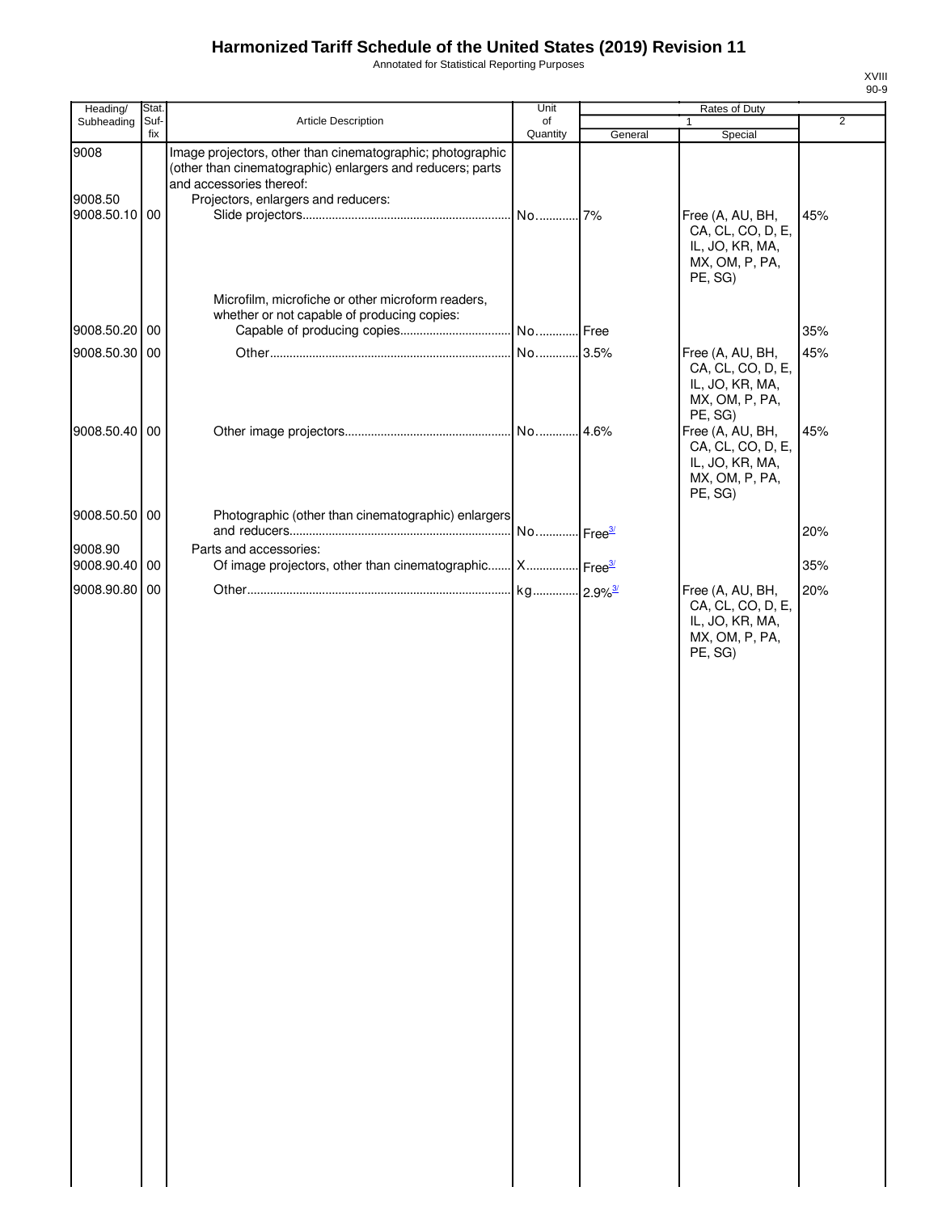# Harmonized Tariff Schedule of the United States (2019) Revision 11

Annotated for Statistical Reporting Purposes

| Heading/ Subheading | Stat. Suf- fix | Article Description | Unit of Quantity | Rates of Duty 1 General | Rates of Duty 1 Special | Rates of Duty 2 |
|---|---|---|---|---|---|---|
| 9008 | | Image projectors, other than cinematographic; photographic (other than cinematographic) enlargers and reducers; parts and accessories thereof: | | | | |
| 9008.50 | | Projectors, enlargers and reducers: | | | | |
| 9008.50.10 | 00 | Slide projectors | No. | 7% | Free (A, AU, BH, CA, CL, CO, D, E, IL, JO, KR, MA, MX, OM, P, PA, PE, SG) | 45% |
| | | Microfilm, microfiche or other microform readers, whether or not capable of producing copies: | | | | |
| 9008.50.20 | 00 | Capable of producing copies | No. | Free | | 35% |
| 9008.50.30 | 00 | Other | No. | 3.5% | Free (A, AU, BH, CA, CL, CO, D, E, IL, JO, KR, MA, MX, OM, P, PA, PE, SG) | 45% |
| 9008.50.40 | 00 | Other image projectors | No. | 4.6% | Free (A, AU, BH, CA, CL, CO, D, E, IL, JO, KR, MA, MX, OM, P, PA, PE, SG) | 45% |
| 9008.50.50 | 00 | Photographic (other than cinematographic) enlargers and reducers | No. | Free[3/] | | 20% |
| 9008.90 | | Parts and accessories: | | | | |
| 9008.90.40 | 00 | Of image projectors, other than cinematographic | X | Free[3/] | | 35% |
| 9008.90.80 | 00 | Other | kg | 2.9%[3/] | Free (A, AU, BH, CA, CL, CO, D, E, IL, JO, KR, MA, MX, OM, P, PA, PE, SG) | 20% |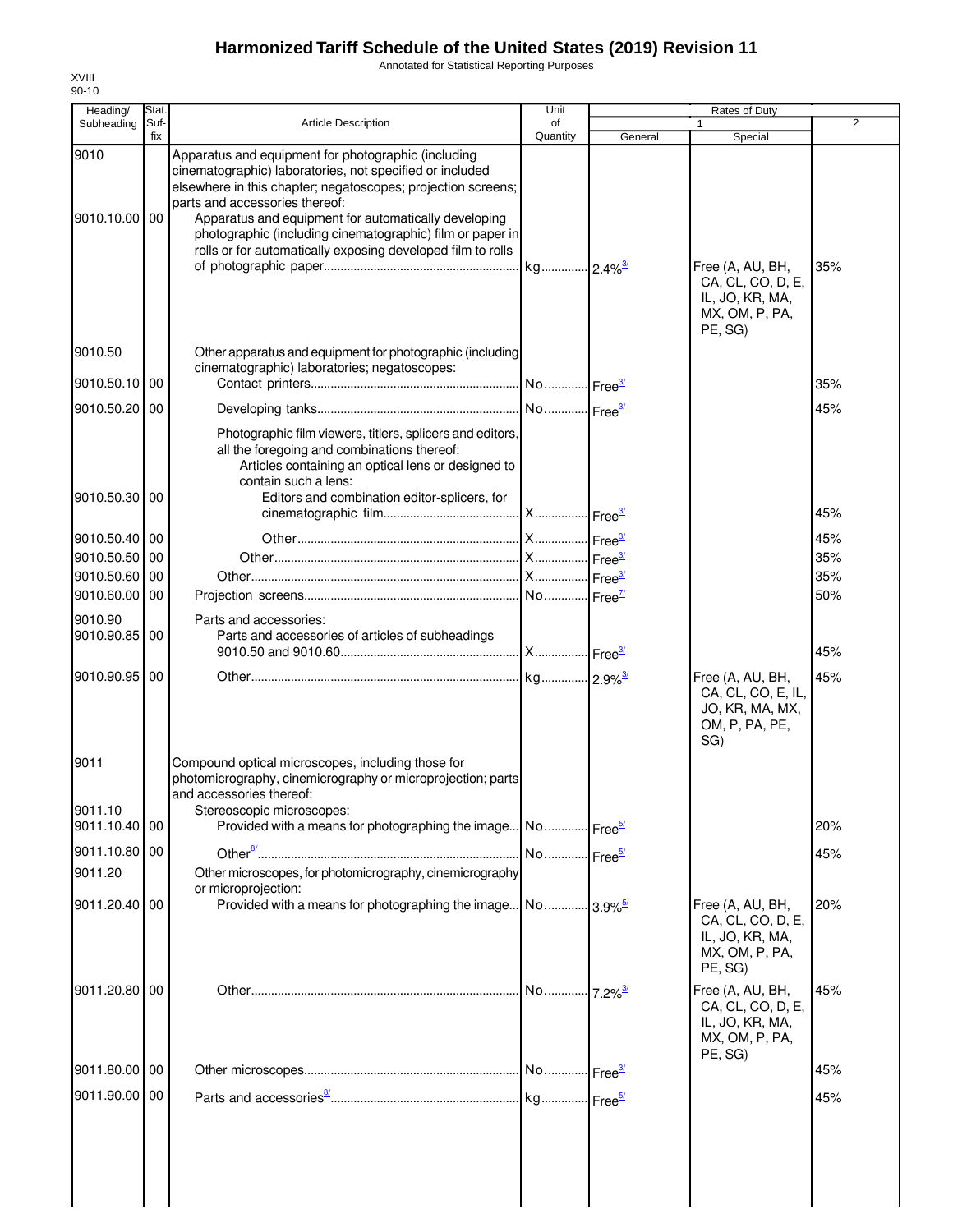# Harmonized Tariff Schedule of the United States (2019) Revision 11

Annotated for Statistical Reporting Purposes

XVIII
90-10

| Heading/ Subheading | Stat. Suf- fix | Article Description | Unit of Quantity | Rates of Duty 1 General | Special | 2 |
|---|---|---|---|---|---|---|
| 9010 | | Apparatus and equipment for photographic (including cinematographic) laboratories, not specified or included elsewhere in this chapter; negatoscopes; projection screens; parts and accessories thereof: | | | | |
| 9010.10.00 | 00 | Apparatus and equipment for automatically developing photographic (including cinematographic) film or paper in rolls or for automatically exposing developed film to rolls of photographic paper | kg | 2.4%[3/] | Free (A, AU, BH, CA, CL, CO, D, E, IL, JO, KR, MA, MX, OM, P, PA, PE, SG) | 35% |
| 9010.50 | | Other apparatus and equipment for photographic (including cinematographic) laboratories; negatoscopes: | | | | |
| 9010.50.10 | 00 | Contact printers | No. | Free[3/] | | 35% |
| 9010.50.20 | 00 | Developing tanks | No. | Free[3/] | | 45% |
| | | Photographic film viewers, titlers, splicers and editors, all the foregoing and combinations thereof: | | | | |
| | | Articles containing an optical lens or designed to contain such a lens: | | | | |
| 9010.50.30 | 00 | Editors and combination editor-splicers, for cinematographic film | X | Free[3/] | | 45% |
| 9010.50.40 | 00 | Other | X | Free[3/] | | 45% |
| 9010.50.50 | 00 | Other | X | Free[3/] | | 35% |
| 9010.50.60 | 00 | Other | X | Free[3/] | | 35% |
| 9010.60.00 | 00 | Projection screens | No. | Free[7/] | | 50% |
| 9010.90 | | Parts and accessories: | | | | |
| 9010.90.85 | 00 | Parts and accessories of articles of subheadings 9010.50 and 9010.60 | X | Free[3/] | | 45% |
| 9010.90.95 | 00 | Other | kg | 2.9%[3/] | Free (A, AU, BH, CA, CL, CO, E, IL, JO, KR, MA, MX, OM, P, PA, PE, SG) | 45% |
| 9011 | | Compound optical microscopes, including those for photomicrography, cinemicrography or microprojection; parts and accessories thereof: | | | | |
| 9011.10 | | Stereoscopic microscopes: | | | | |
| 9011.10.40 | 00 | Provided with a means for photographing the image | No. | Free[5/] | | 20% |
| 9011.10.80 | 00 | Other[8/] | No. | Free[5/] | | 45% |
| 9011.20 | | Other microscopes, for photomicrography, cinemicrography or microprojection: | | | | |
| 9011.20.40 | 00 | Provided with a means for photographing the image | No. | 3.9%[5/] | Free (A, AU, BH, CA, CL, CO, D, E, IL, JO, KR, MA, MX, OM, P, PA, PE, SG) | 20% |
| 9011.20.80 | 00 | Other | No. | 7.2%[3/] | Free (A, AU, BH, CA, CL, CO, D, E, IL, JO, KR, MA, MX, OM, P, PA, PE, SG) | 45% |
| 9011.80.00 | 00 | Other microscopes | No. | Free[3/] | | 45% |
| 9011.90.00 | 00 | Parts and accessories[8/] | kg | Free[5/] | | 45% |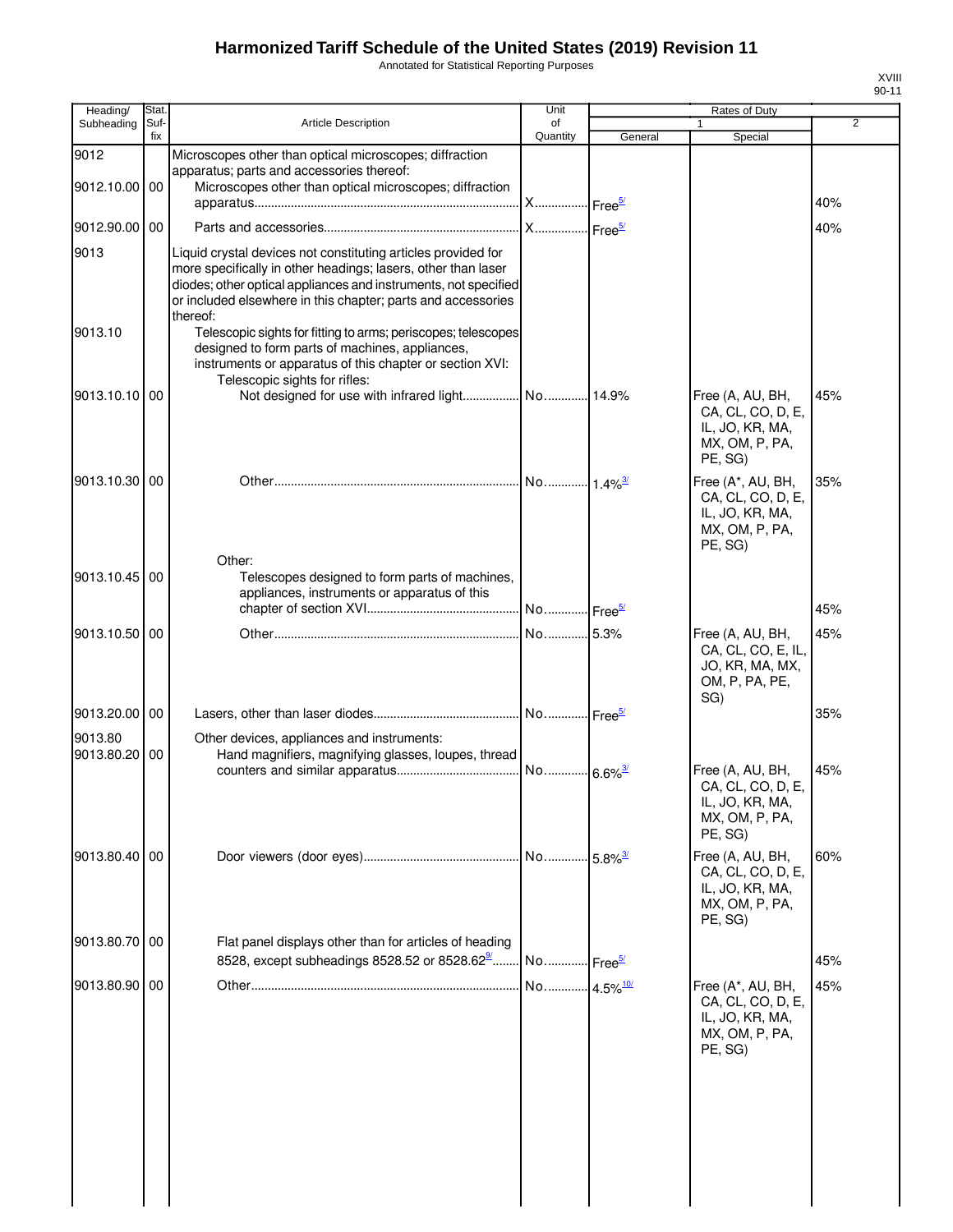# Harmonized Tariff Schedule of the United States (2019) Revision 11

Annotated for Statistical Reporting Purposes

XVIII
90-11

| Heading/ Subheading | Stat. Suf- fix | Article Description | Unit of Quantity | Rates of Duty 1 General | Special | 2 |
|---|---|---|---|---|---|---|
| 9012 | | Microscopes other than optical microscopes; diffraction apparatus; parts and accessories thereof: | | | | |
| 9012.10.00 | 00 | Microscopes other than optical microscopes; diffraction apparatus | X | Free[5/] | | 40% |
| 9012.90.00 | 00 | Parts and accessories | X | Free[5/] | | 40% |
| 9013 | | Liquid crystal devices not constituting articles provided for more specifically in other headings; lasers, other than laser diodes; other optical appliances and instruments, not specified or included elsewhere in this chapter; parts and accessories thereof: | | | | |
| 9013.10 | | Telescopic sights for fitting to arms; periscopes; telescopes designed to form parts of machines, appliances, instruments or apparatus of this chapter or section XVI: | | | | |
| | | Telescopic sights for rifles: | | | | |
| 9013.10.10 | 00 | Not designed for use with infrared light | No. | 14.9% | Free (A, AU, BH, CA, CL, CO, D, E, IL, JO, KR, MA, MX, OM, P, PA, PE, SG) | 45% |
| 9013.10.30 | 00 | Other | No. | 1.4%[3/] | Free (A*, AU, BH, CA, CL, CO, D, E, IL, JO, KR, MA, MX, OM, P, PA, PE, SG) | 35% |
| | | Other: | | | | |
| 9013.10.45 | 00 | Telescopes designed to form parts of machines, appliances, instruments or apparatus of this chapter of section XVI | No. | Free[5/] | | 45% |
| 9013.10.50 | 00 | Other | No. | 5.3% | Free (A, AU, BH, CA, CL, CO, E, IL, JO, KR, MA, MX, OM, P, PA, PE, SG) | 45% |
| 9013.20.00 | 00 | Lasers, other than laser diodes | No. | Free[5/] | | 35% |
| 9013.80 | | Other devices, appliances and instruments: | | | | |
| 9013.80.20 | 00 | Hand magnifiers, magnifying glasses, loupes, thread counters and similar apparatus | No. | 6.6%[3/] | Free (A, AU, BH, CA, CL, CO, D, E, IL, JO, KR, MA, MX, OM, P, PA, PE, SG) | 45% |
| 9013.80.40 | 00 | Door viewers (door eyes) | No. | 5.8%[3/] | Free (A, AU, BH, CA, CL, CO, D, E, IL, JO, KR, MA, MX, OM, P, PA, PE, SG) | 60% |
| 9013.80.70 | 00 | Flat panel displays other than for articles of heading 8528, except subheadings 8528.52 or 8528.62[9/] | No. | Free[5/] | | 45% |
| 9013.80.90 | 00 | Other | No. | 4.5%[10/] | Free (A*, AU, BH, CA, CL, CO, D, E, IL, JO, KR, MA, MX, OM, P, PA, PE, SG) | 45% |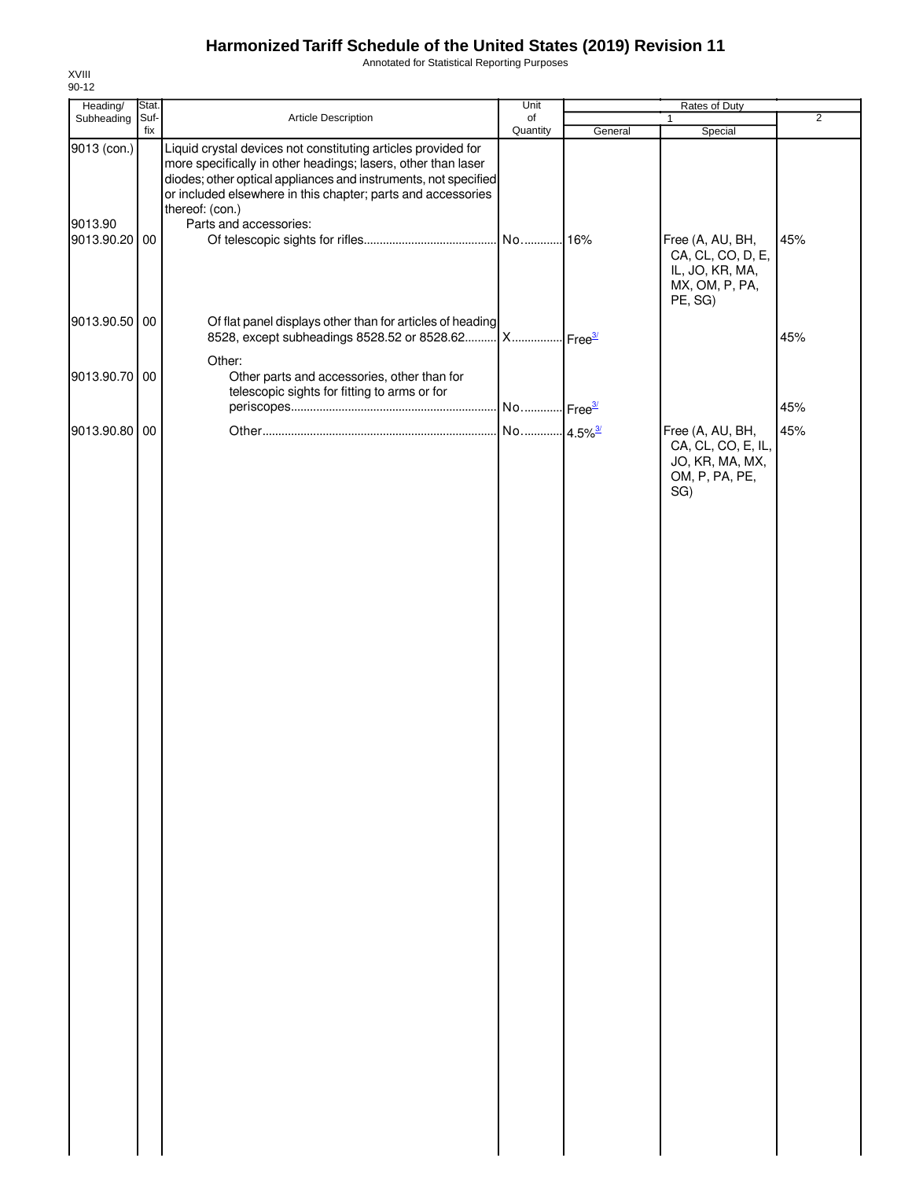# Harmonized Tariff Schedule of the United States (2019) Revision 11

Annotated for Statistical Reporting Purposes

XVIII
90-12

| Heading/ Subheading | Stat. Suf- fix | Article Description | Unit of Quantity | Rates of Duty 1 General | Special | 2 |
|---|---|---|---|---|---|---|
| 9013 (con.) | | Liquid crystal devices not constituting articles provided for more specifically in other headings; lasers, other than laser diodes; other optical appliances and instruments, not specified or included elsewhere in this chapter; parts and accessories thereof: (con.) | | | | |
| 9013.90 | | Parts and accessories: | | | | |
| 9013.90.20 | 00 | Of telescopic sights for rifles | No. | 16% | Free (A, AU, BH, CA, CL, CO, D, E, IL, JO, KR, MA, MX, OM, P, PA, PE, SG) | 45% |
| 9013.90.50 | 00 | Of flat panel displays other than for articles of heading 8528, except subheadings 8528.52 or 8528.62 | X | Free[3/] | | 45% |
| | | Other: | | | | |
| 9013.90.70 | 00 | Other parts and accessories, other than for telescopic sights for fitting to arms or for periscopes | No. | Free[3/] | | 45% |
| 9013.90.80 | 00 | Other | No. | 4.5%[3/] | Free (A, AU, BH, CA, CL, CO, E, IL, JO, KR, MA, MX, OM, P, PA, PE, SG) | 45% |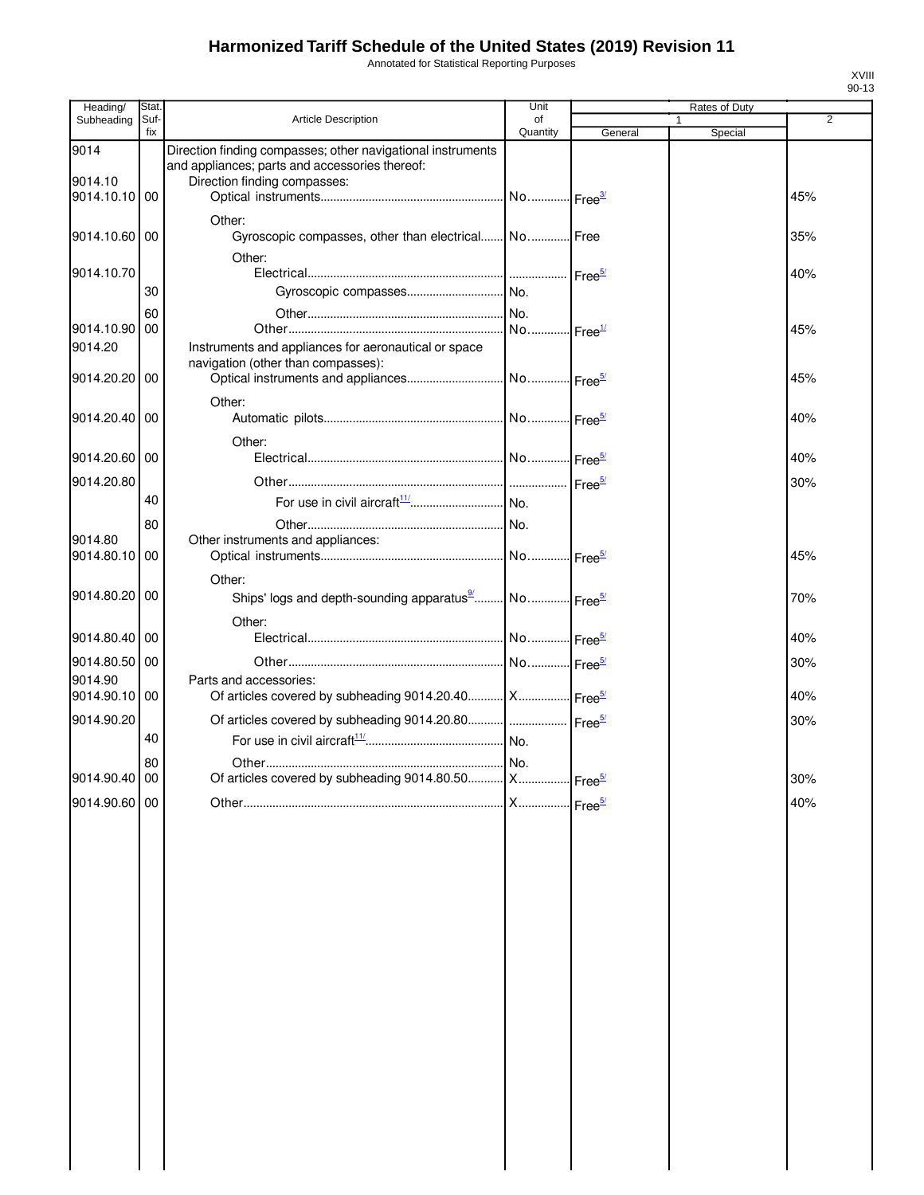# Harmonized Tariff Schedule of the United States (2019) Revision 11

Annotated for Statistical Reporting Purposes

XVIII
90-13

| Heading/ Subheading | Stat. Suf- fix | Article Description | Unit of Quantity | Rates of Duty | | |
|---|---|---|---|---|---|---|
| | | | | 1 | | 2 |
| | | | | General | Special | |
| 9014 | | Direction finding compasses; other navigational instruments and appliances; parts and accessories thereof: | | | | |
| 9014.10 | | Direction finding compasses: | | | | |
| 9014.10.10 | 00 | Optical instruments | No. | Free[3/] | | 45% |
| | | Other: | | | | |
| 9014.10.60 | 00 | Gyroscopic compasses, other than electrical | No. | Free | | 35% |
| | | Other: | | | | |
| 9014.10.70 | | Electrical | | Free[5/] | | 40% |
| | 30 | Gyroscopic compasses | No. | | | |
| | 60 | Other | No. | | | |
| 9014.10.90 | 00 | Other | No. | Free[1/] | | 45% |
| 9014.20 | | Instruments and appliances for aeronautical or space navigation (other than compasses): | | | | |
| 9014.20.20 | 00 | Optical instruments and appliances | No. | Free[5/] | | 45% |
| | | Other: | | | | |
| 9014.20.40 | 00 | Automatic pilots | No. | Free[5/] | | 40% |
| | | Other: | | | | |
| 9014.20.60 | 00 | Electrical | No. | Free[5/] | | 40% |
| 9014.20.80 | | Other | | Free[5/] | | 30% |
| | 40 | For use in civil aircraft[11/] | No. | | | |
| | 80 | Other | No. | | | |
| 9014.80 | | Other instruments and appliances: | | | | |
| 9014.80.10 | 00 | Optical instruments | No. | Free[5/] | | 45% |
| | | Other: | | | | |
| 9014.80.20 | 00 | Ships' logs and depth-sounding apparatus[9/] | No. | Free[5/] | | 70% |
| | | Other: | | | | |
| 9014.80.40 | 00 | Electrical | No. | Free[5/] | | 40% |
| 9014.80.50 | 00 | Other | No. | Free[5/] | | 30% |
| 9014.90 | | Parts and accessories: | | | | |
| 9014.90.10 | 00 | Of articles covered by subheading 9014.20.40 | X | Free[5/] | | 40% |
| 9014.90.20 | | Of articles covered by subheading 9014.20.80 | | Free[5/] | | 30% |
| | 40 | For use in civil aircraft[11/] | No. | | | |
| | 80 | Other | No. | | | |
| 9014.90.40 | 00 | Of articles covered by subheading 9014.80.50 | X | Free[5/] | | 30% |
| 9014.90.60 | 00 | Other | X | Free[5/] | | 40% |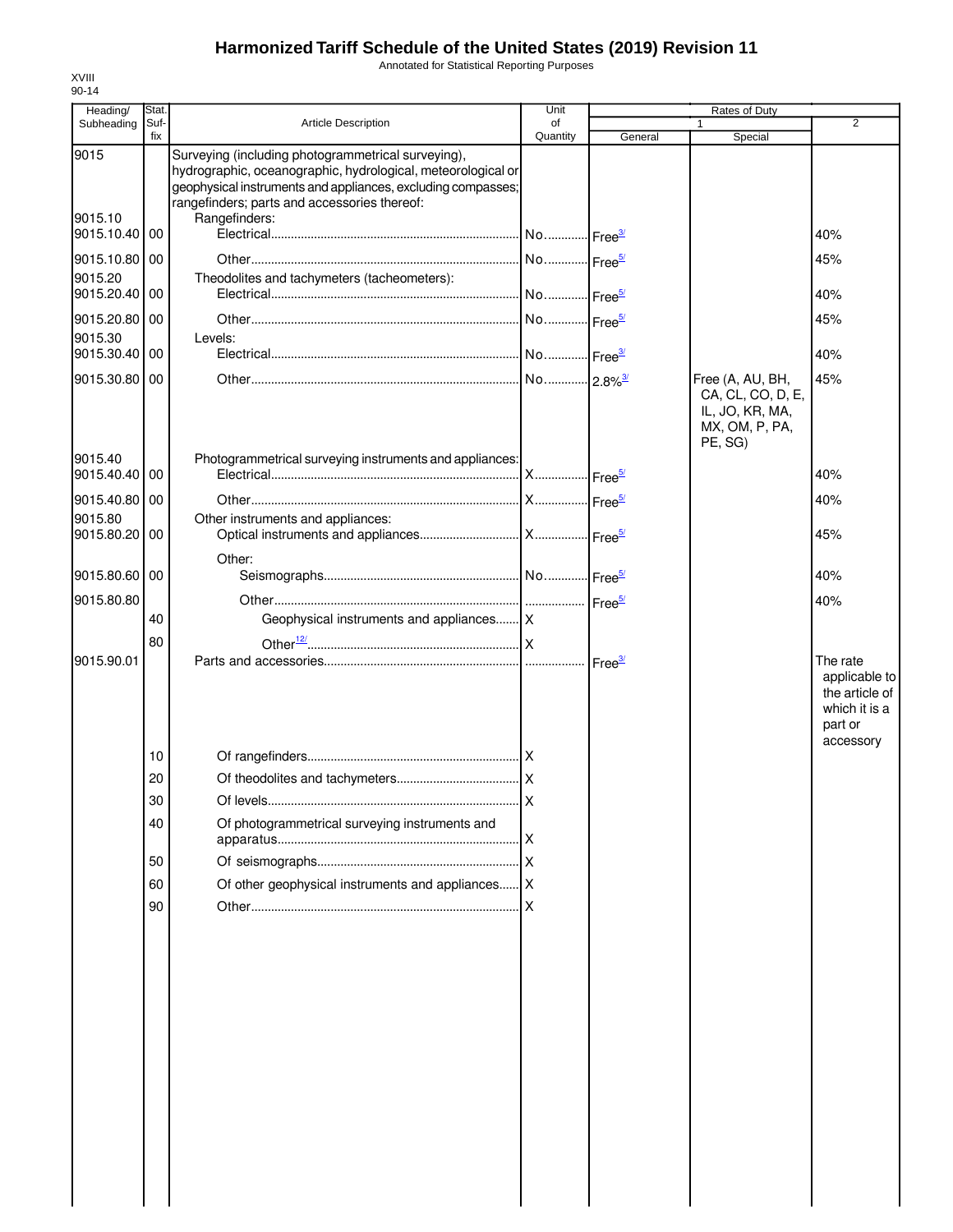# Harmonized Tariff Schedule of the United States (2019) Revision 11

Annotated for Statistical Reporting Purposes

XVIII
90-14

| Heading/ Subheading | Stat. Suffix | Article Description | Unit of Quantity | Rates of Duty 1 General | Rates of Duty 1 Special | Rates of Duty 2 |
|---|---|---|---|---|---|---|
| 9015 | | Surveying (including photogrammetrical surveying), hydrographic, oceanographic, hydrological, meteorological or geophysical instruments and appliances, excluding compasses; rangefinders; parts and accessories thereof: | | | | |
| 9015.10 | | Rangefinders: | | | | |
| 9015.10.40 | 00 | Electrical | No. | Free[3/] | | 40% |
| 9015.10.80 | 00 | Other | No. | Free[5/] | | 45% |
| 9015.20 | | Theodolites and tachymeters (tacheometers): | | | | |
| 9015.20.40 | 00 | Electrical | No. | Free[5/] | | 40% |
| 9015.20.80 | 00 | Other | No. | Free[5/] | | 45% |
| 9015.30 | | Levels: | | | | |
| 9015.30.40 | 00 | Electrical | No. | Free[3/] | | 40% |
| 9015.30.80 | 00 | Other | No. | 2.8%[3/] | Free (A, AU, BH, CA, CL, CO, D, E, IL, JO, KR, MA, MX, OM, P, PA, PE, SG) | 45% |
| 9015.40 | | Photogrammetrical surveying instruments and appliances: | | | | |
| 9015.40.40 | 00 | Electrical | X | Free[5/] | | 40% |
| 9015.40.80 | 00 | Other | X | Free[5/] | | 40% |
| 9015.80 | | Other instruments and appliances: | | | | |
| 9015.80.20 | 00 | Optical instruments and appliances | X | Free[5/] | | 45% |
| | | Other: | | | | |
| 9015.80.60 | 00 | Seismographs | No. | Free[5/] | | 40% |
| 9015.80.80 | | Other | | Free[5/] | | 40% |
| | 40 | Geophysical instruments and appliances | X | | | |
| | 80 | Other[12/] | X | | | |
| 9015.90.01 | | Parts and accessories | | Free[3/] | | The rate applicable to the article of which it is a part or accessory |
| | 10 | Of rangefinders | X | | | |
| | 20 | Of theodolites and tachymeters | X | | | |
| | 30 | Of levels | X | | | |
| | 40 | Of photogrammetrical surveying instruments and apparatus | X | | | |
| | 50 | Of seismographs | X | | | |
| | 60 | Of other geophysical instruments and appliances | X | | | |
| | 90 | Other | X | | | |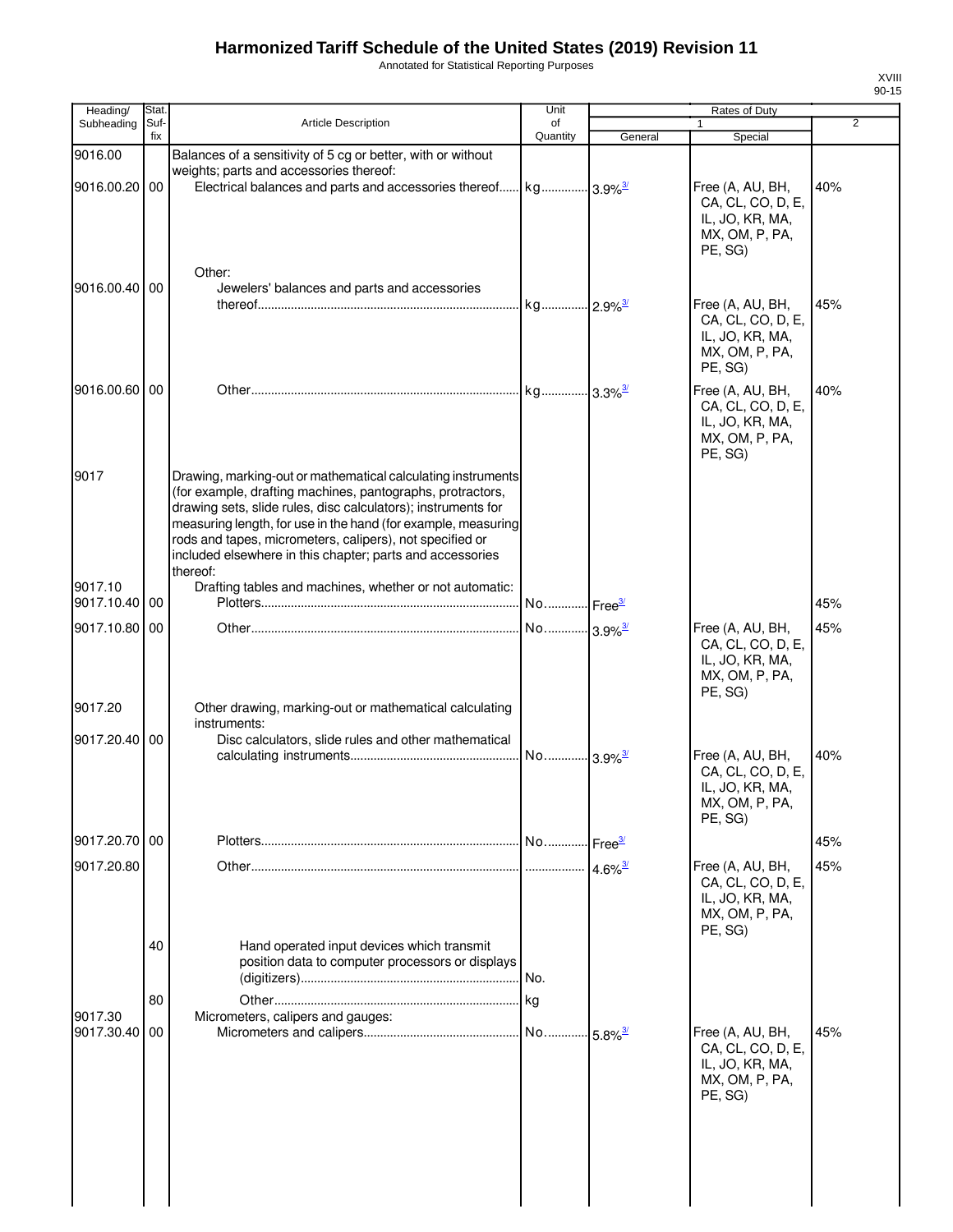# Harmonized Tariff Schedule of the United States (2019) Revision 11

Annotated for Statistical Reporting Purposes

XVIII
90-15

| Heading/ Subheading | Stat. Suf- fix | Article Description | Unit of Quantity | Rates of Duty 1 General | Special | 2 |
|---|---|---|---|---|---|---|
| 9016.00 | | Balances of a sensitivity of 5 cg or better, with or without weights; parts and accessories thereof: | | | | |
| 9016.00.20 | 00 | Electrical balances and parts and accessories thereof | kg | 3.9%[3/] | Free (A, AU, BH, CA, CL, CO, D, E, IL, JO, KR, MA, MX, OM, P, PA, PE, SG) | 40% |
| | | Other: | | | | |
| 9016.00.40 | 00 | Jewelers' balances and parts and accessories thereof | kg | 2.9%[3/] | Free (A, AU, BH, CA, CL, CO, D, E, IL, JO, KR, MA, MX, OM, P, PA, PE, SG) | 45% |
| 9016.00.60 | 00 | Other | kg | 3.3%[3/] | Free (A, AU, BH, CA, CL, CO, D, E, IL, JO, KR, MA, MX, OM, P, PA, PE, SG) | 40% |
| 9017 | | Drawing, marking-out or mathematical calculating instruments (for example, drafting machines, pantographs, protractors, drawing sets, slide rules, disc calculators); instruments for measuring length, for use in the hand (for example, measuring rods and tapes, micrometers, calipers), not specified or included elsewhere in this chapter; parts and accessories thereof: | | | | |
| 9017.10 | | Drafting tables and machines, whether or not automatic: | | | | |
| 9017.10.40 | 00 | Plotters | No. | Free[3/] | | 45% |
| 9017.10.80 | 00 | Other | No. | 3.9%[3/] | Free (A, AU, BH, CA, CL, CO, D, E, IL, JO, KR, MA, MX, OM, P, PA, PE, SG) | 45% |
| 9017.20 | | Other drawing, marking-out or mathematical calculating instruments: | | | | |
| 9017.20.40 | 00 | Disc calculators, slide rules and other mathematical calculating instruments | No. | 3.9%[3/] | Free (A, AU, BH, CA, CL, CO, D, E, IL, JO, KR, MA, MX, OM, P, PA, PE, SG) | 40% |
| 9017.20.70 | 00 | Plotters | No. | Free[3/] | | 45% |
| 9017.20.80 | | Other | | 4.6%[3/] | Free (A, AU, BH, CA, CL, CO, D, E, IL, JO, KR, MA, MX, OM, P, PA, PE, SG) | 45% |
| | 40 | Hand operated input devices which transmit position data to computer processors or displays (digitizers) | No. | | | |
| | 80 | Other | kg | | | |
| 9017.30 | | Micrometers, calipers and gauges: | | | | |
| 9017.30.40 | 00 | Micrometers and calipers | No. | 5.8%[3/] | Free (A, AU, BH, CA, CL, CO, D, E, IL, JO, KR, MA, MX, OM, P, PA, PE, SG) | 45% |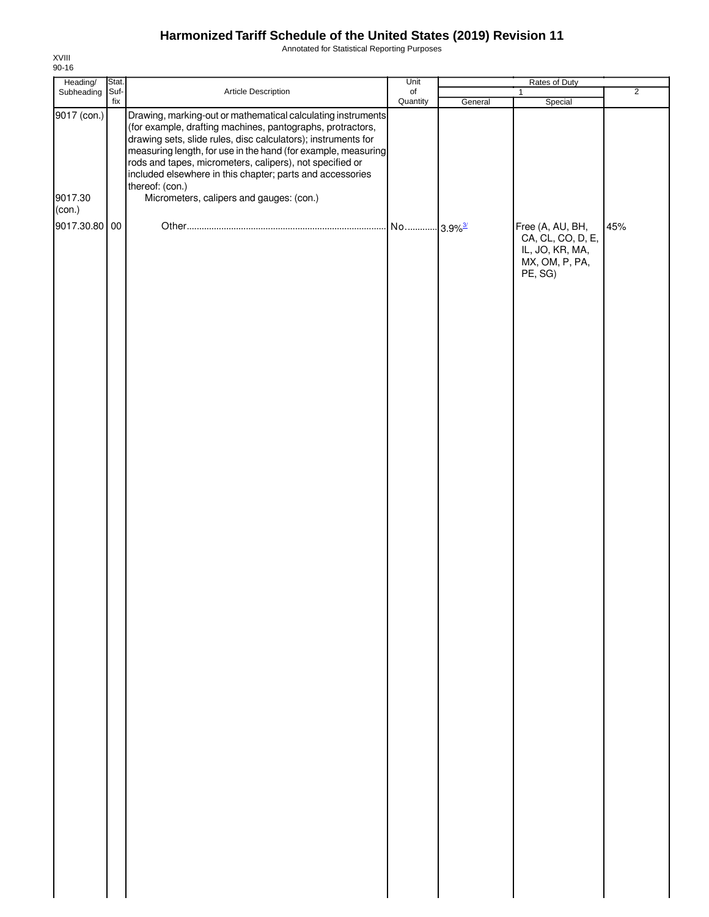# Harmonized Tariff Schedule of the United States (2019) Revision 11

Annotated for Statistical Reporting Purposes

XVIII
90-16

| Heading/ Subheading | Stat. Suf- fix | Article Description | Unit of Quantity | Rates of Duty | | |
|---|---|---|---|---|---|---|
| | | | | 1 | | 2 |
| | | | | General | Special | |
| 9017 (con.) | | Drawing, marking-out or mathematical calculating instruments (for example, drafting machines, pantographs, protractors, drawing sets, slide rules, disc calculators); instruments for measuring length, for use in the hand (for example, measuring rods and tapes, micrometers, calipers), not specified or included elsewhere in this chapter; parts and accessories thereof: (con.) | | | | |
| 9017.30 (con.) | | Micrometers, calipers and gauges: (con.) | | | | |
| 9017.30.80 | 00 | Other | No. | 3.9%[3/] | Free (A, AU, BH, CA, CL, CO, D, E, IL, JO, KR, MA, MX, OM, P, PA, PE, SG) | 45% |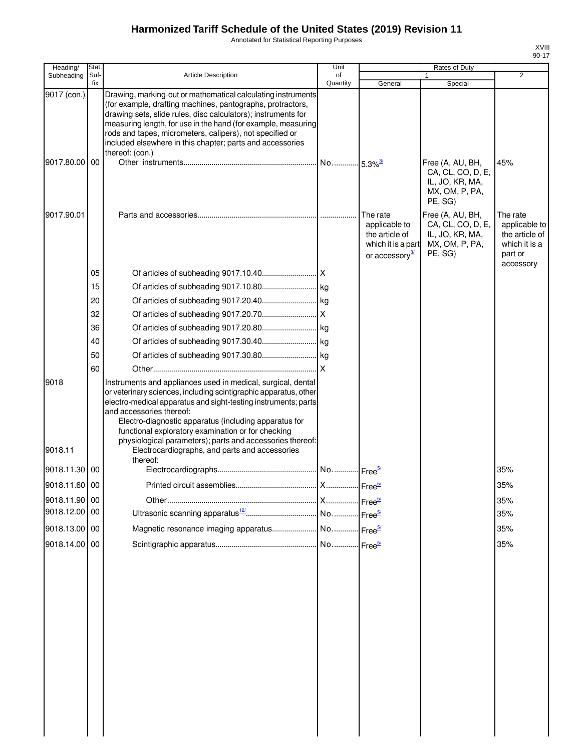# Harmonized Tariff Schedule of the United States (2019) Revision 11

Annotated for Statistical Reporting Purposes

| Heading/ Subheading | Stat. Suf- fix | Article Description | Unit of Quantity | Rates of Duty 1 General | Rates of Duty 1 Special | Rates of Duty 2 |
|---|---|---|---|---|---|---|
| 9017 (con.) | | Drawing, marking-out or mathematical calculating instruments (for example, drafting machines, pantographs, protractors, drawing sets, slide rules, disc calculators); instruments for measuring length, for use in the hand (for example, measuring rods and tapes, micrometers, calipers), not specified or included elsewhere in this chapter; parts and accessories thereof: (con.) | | | | |
| 9017.80.00 | 00 | Other instruments | No. | 5.3%[3/] | Free (A, AU, BH, CA, CL, CO, D, E, IL, JO, KR, MA, MX, OM, P, PA, PE, SG) | 45% |
| 9017.90.01 | | Parts and accessories | | The rate applicable to the article of which it is a part or accessory[3/] | Free (A, AU, BH, CA, CL, CO, D, E, IL, JO, KR, MA, MX, OM, P, PA, PE, SG) | The rate applicable to the article of which it is a part or accessory |
| | 05 | Of articles of subheading 9017.10.40 | X | | | |
| | 15 | Of articles of subheading 9017.10.80 | kg | | | |
| | 20 | Of articles of subheading 9017.20.40 | kg | | | |
| | 32 | Of articles of subheading 9017.20.70 | X | | | |
| | 36 | Of articles of subheading 9017.20.80 | kg | | | |
| | 40 | Of articles of subheading 9017.30.40 | kg | | | |
| | 50 | Of articles of subheading 9017.30.80 | kg | | | |
| | 60 | Other | X | | | |
| 9018 | | Instruments and appliances used in medical, surgical, dental or veterinary sciences, including scintigraphic apparatus, other electro-medical apparatus and sight-testing instruments; parts and accessories thereof: | | | | |
| | | Electro-diagnostic apparatus (including apparatus for functional exploratory examination or for checking physiological parameters); parts and accessories thereof: | | | | |
| 9018.11 | | Electrocardiographs, and parts and accessories thereof: | | | | |
| 9018.11.30 | 00 | Electrocardiographs | No. | Free[5/] | | 35% |
| 9018.11.60 | 00 | Printed circuit assemblies | X | Free[5/] | | 35% |
| 9018.11.90 | 00 | Other | X | Free[5/] | | 35% |
| 9018.12.00 | 00 | Ultrasonic scanning apparatus[12/] | No. | Free[5/] | | 35% |
| 9018.13.00 | 00 | Magnetic resonance imaging apparatus | No. | Free[5/] | | 35% |
| 9018.14.00 | 00 | Scintigraphic apparatus | No. | Free[5/] | | 35% |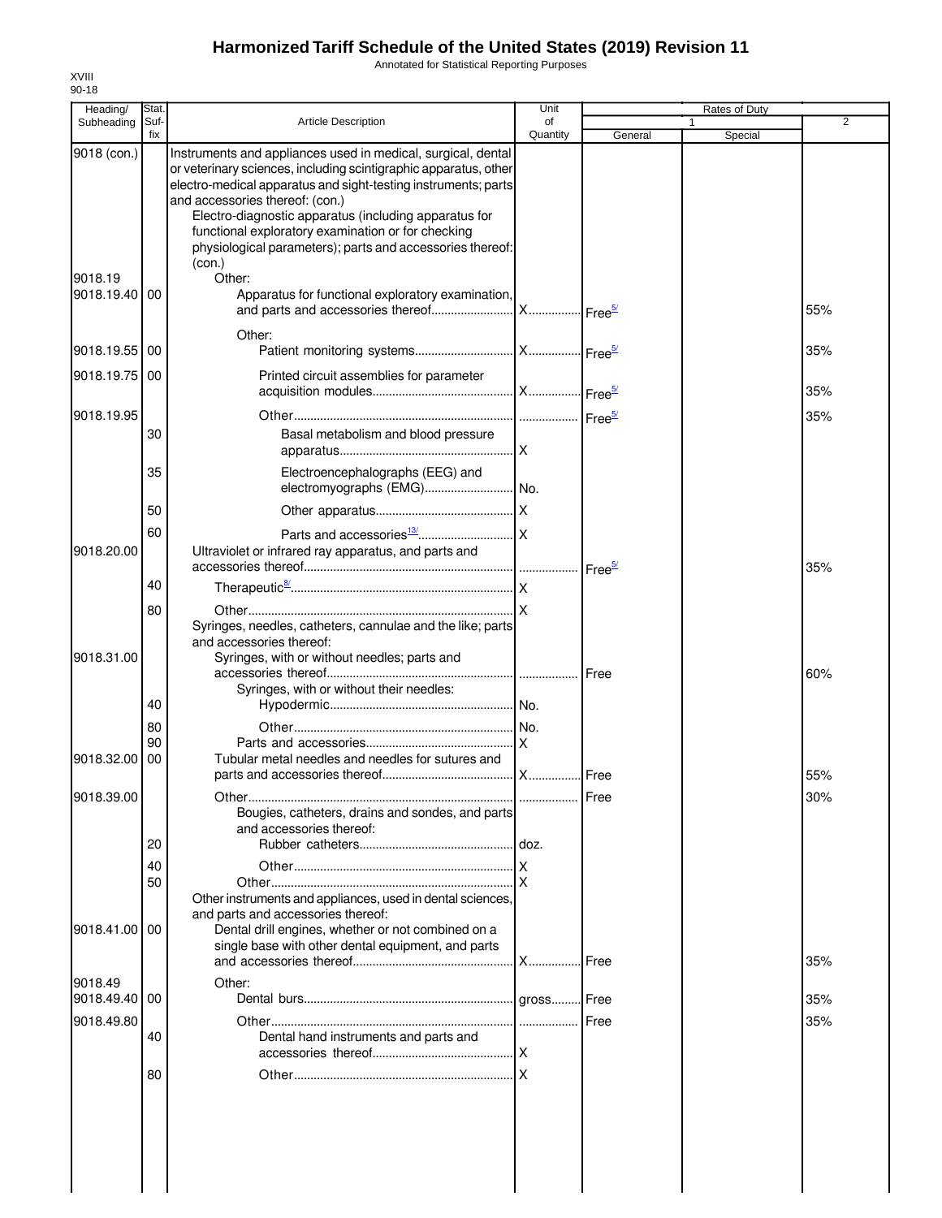# Harmonized Tariff Schedule of the United States (2019) Revision 11

Annotated for Statistical Reporting Purposes

XVIII
90-18

| Heading/ Subheading | Stat. Suf- fix | Article Description | Unit of Quantity | Rates of Duty 1 General | Special | 2 |
|---|---|---|---|---|---|---|
| 9018 (con.) | | Instruments and appliances used in medical, surgical, dental or veterinary sciences, including scintigraphic apparatus, other electro-medical apparatus and sight-testing instruments; parts and accessories thereof: (con.) | | | | |
| | | Electro-diagnostic apparatus (including apparatus for functional exploratory examination or for checking physiological parameters); parts and accessories thereof: (con.) | | | | |
| 9018.19 | | Other: | | | | |
| 9018.19.40 | 00 | Apparatus for functional exploratory examination, and parts and accessories thereof | X | Free[5/] | | 55% |
| | | Other: | | | | |
| 9018.19.55 | 00 | Patient monitoring systems | X | Free[5/] | | 35% |
| 9018.19.75 | 00 | Printed circuit assemblies for parameter acquisition modules | X | Free[5/] | | 35% |
| 9018.19.95 | | Other | | Free[5/] | | 35% |
| | 30 | Basal metabolism and blood pressure apparatus | X | | | |
| | 35 | Electroencephalographs (EEG) and electromyographs (EMG) | No. | | | |
| | 50 | Other apparatus | X | | | |
| | 60 | Parts and accessories[13/] | X | | | |
| 9018.20.00 | | Ultraviolet or infrared ray apparatus, and parts and accessories thereof | | Free[5/] | | 35% |
| | 40 | Therapeutic[8/] | X | | | |
| | 80 | Other | X | | | |
| | | Syringes, needles, catheters, cannulae and the like; parts and accessories thereof: | | | | |
| 9018.31.00 | | Syringes, with or without needles; parts and accessories thereof | | Free | | 60% |
| | | Syringes, with or without their needles: | | | | |
| | 40 | Hypodermic | No. | | | |
| | 80 | Other | No. | | | |
| | 90 | Parts and accessories | X | | | |
| 9018.32.00 | 00 | Tubular metal needles and needles for sutures and parts and accessories thereof | X | Free | | 55% |
| 9018.39.00 | | Other | | Free | | 30% |
| | | Bougies, catheters, drains and sondes, and parts and accessories thereof: | | | | |
| | 20 | Rubber catheters | doz. | | | |
| | 40 | Other | X | | | |
| | 50 | Other | X | | | |
| | | Other instruments and appliances, used in dental sciences, and parts and accessories thereof: | | | | |
| 9018.41.00 | 00 | Dental drill engines, whether or not combined on a single base with other dental equipment, and parts and accessories thereof | X | Free | | 35% |
| 9018.49 | | Other: | | | | |
| 9018.49.40 | 00 | Dental burs | gross | Free | | 35% |
| 9018.49.80 | | Other | | Free | | 35% |
| | 40 | Dental hand instruments and parts and accessories thereof | X | | | |
| | 80 | Other | X | | | |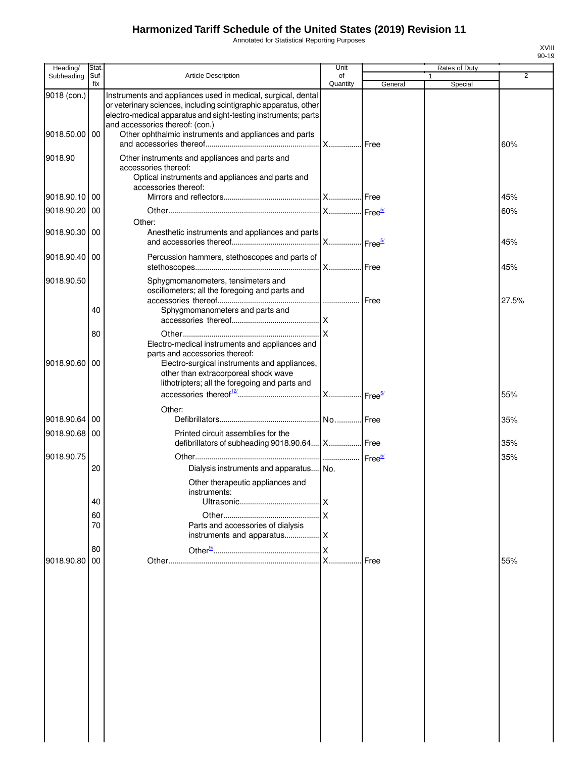# Harmonized Tariff Schedule of the United States (2019) Revision 11

Annotated for Statistical Reporting Purposes

| Heading/ Subheading | Stat. Suf-fix | Article Description | Unit of Quantity | Rates of Duty 1 General | Special | 2 |
|---|---|---|---|---|---|---|
| 9018 (con.) | | Instruments and appliances used in medical, surgical, dental or veterinary sciences, including scintigraphic apparatus, other electro-medical apparatus and sight-testing instruments; parts and accessories thereof: (con.) | | | | |
| 9018.50.00 | 00 | Other ophthalmic instruments and appliances and parts and accessories thereof | X | Free | | 60% |
| 9018.90 | | Other instruments and appliances and parts and accessories thereof: | | | | |
| | | Optical instruments and appliances and parts and accessories thereof: | | | | |
| 9018.90.10 | 00 | Mirrors and reflectors | X | Free | | 45% |
| 9018.90.20 | 00 | Other | X | Free[5/] | | 60% |
| | | Other: | | | | |
| 9018.90.30 | 00 | Anesthetic instruments and appliances and parts and accessories thereof | X | Free[5/] | | 45% |
| 9018.90.40 | 00 | Percussion hammers, stethoscopes and parts of stethoscopes | X | Free | | 45% |
| 9018.90.50 | | Sphygmomanometers, tensimeters and oscillometers; all the foregoing and parts and accessories thereof | | Free | | 27.5% |
| | 40 | Sphygmomanometers and parts and accessories thereof | X | | | |
| | 80 | Other | X | | | |
| | | Electro-medical instruments and appliances and parts and accessories thereof: | | | | |
| 9018.90.60 | 00 | Electro-surgical instruments and appliances, other than extracorporeal shock wave lithotripters; all the foregoing and parts and accessories thereof[12/] | X | Free[5/] | | 55% |
| | | Other: | | | | |
| 9018.90.64 | 00 | Defibrillators | No. | Free | | 35% |
| 9018.90.68 | 00 | Printed circuit assemblies for the defibrillators of subheading 9018.90.64 | X | Free | | 35% |
| 9018.90.75 | | Other | | Free[5/] | | 35% |
| | 20 | Dialysis instruments and apparatus | No. | | | |
| | | Other therapeutic appliances and instruments: | | | | |
| | 40 | Ultrasonic | X | | | |
| | 60 | Other | X | | | |
| | 70 | Parts and accessories of dialysis instruments and apparatus | X | | | |
| | 80 | Other[9/] | X | | | |
| 9018.90.80 | 00 | Other | X | Free | | 55% |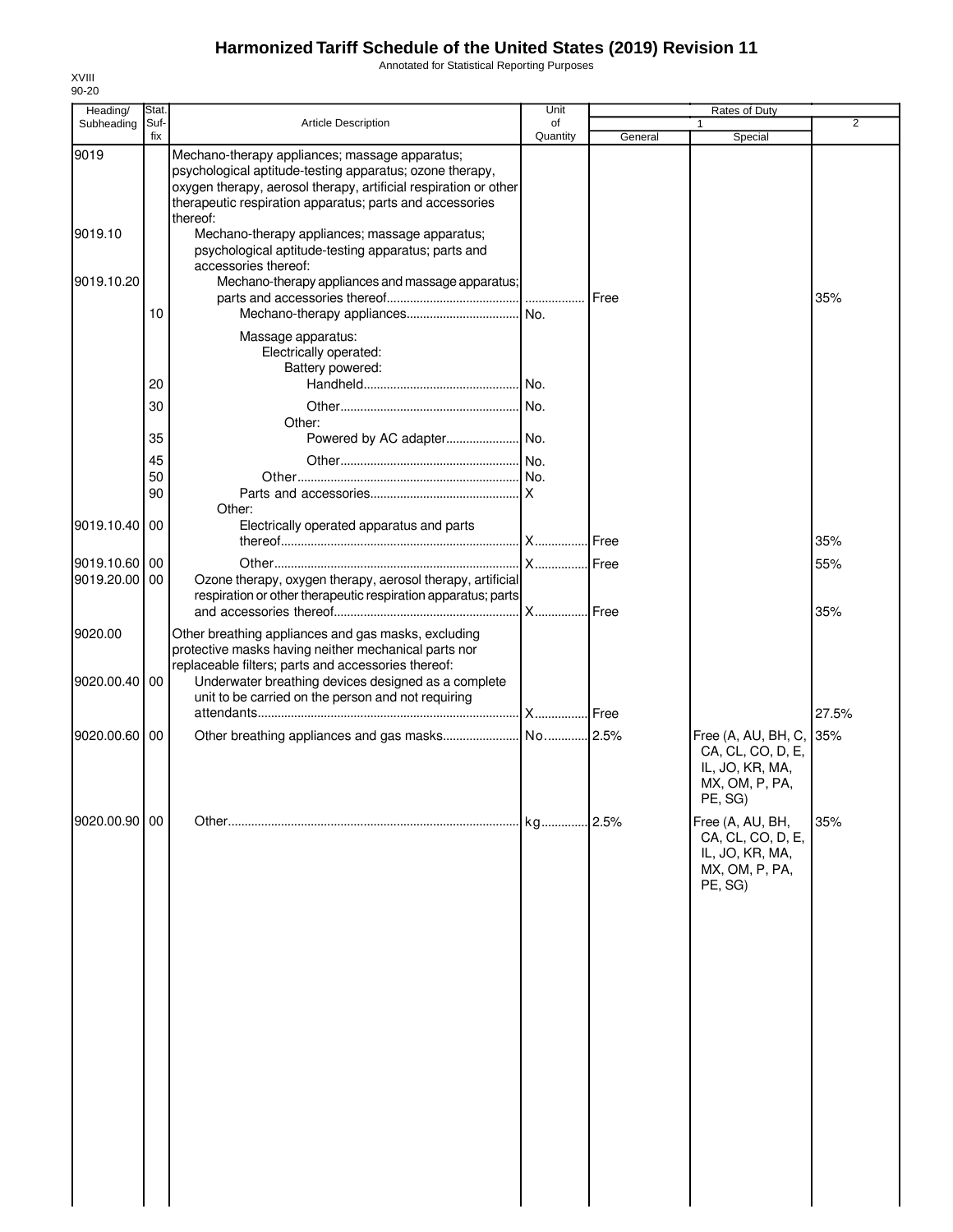# Harmonized Tariff Schedule of the United States (2019) Revision 11

Annotated for Statistical Reporting Purposes

XVIII
90-20

| Heading/ Subheading | Stat. Suf- fix | Article Description | Unit of Quantity | Rates of Duty | | |
|---|---|---|---|---|---|---|
| | | | | 1 | | 2 |
| | | | | General | Special | |
| 9019 | | Mechano-therapy appliances; massage apparatus; psychological aptitude-testing apparatus; ozone therapy, oxygen therapy, aerosol therapy, artificial respiration or other therapeutic respiration apparatus; parts and accessories thereof: | | | | |
| 9019.10 | | Mechano-therapy appliances; massage apparatus; psychological aptitude-testing apparatus; parts and accessories thereof: | | | | |
| 9019.10.20 | | Mechano-therapy appliances and massage apparatus; parts and accessories thereof | | Free | | 35% |
| | 10 | Mechano-therapy appliances | No. | | | |
| | | Massage apparatus: | | | | |
| | | Electrically operated: | | | | |
| | | Battery powered: | | | | |
| | 20 | Handheld | No. | | | |
| | 30 | Other | No. | | | |
| | | Other: | | | | |
| | 35 | Powered by AC adapter | No. | | | |
| | 45 | Other | No. | | | |
| | 50 | Other | No. | | | |
| | 90 | Parts and accessories | X | | | |
| | | Other: | | | | |
| 9019.10.40 | 00 | Electrically operated apparatus and parts thereof | X | Free | | 35% |
| 9019.10.60 | 00 | Other | X | Free | | 55% |
| 9019.20.00 | 00 | Ozone therapy, oxygen therapy, aerosol therapy, artificial respiration or other therapeutic respiration apparatus; parts and accessories thereof | X | Free | | 35% |
| 9020.00 | | Other breathing appliances and gas masks, excluding protective masks having neither mechanical parts nor replaceable filters; parts and accessories thereof: | | | | |
| 9020.00.40 | 00 | Underwater breathing devices designed as a complete unit to be carried on the person and not requiring attendants | X | Free | | 27.5% |
| 9020.00.60 | 00 | Other breathing appliances and gas masks | No. | 2.5% | Free (A, AU, BH, C, CA, CL, CO, D, E, IL, JO, KR, MA, MX, OM, P, PA, PE, SG) | 35% |
| 9020.00.90 | 00 | Other | kg | 2.5% | Free (A, AU, BH, CA, CL, CO, D, E, IL, JO, KR, MA, MX, OM, P, PA, PE, SG) | 35% |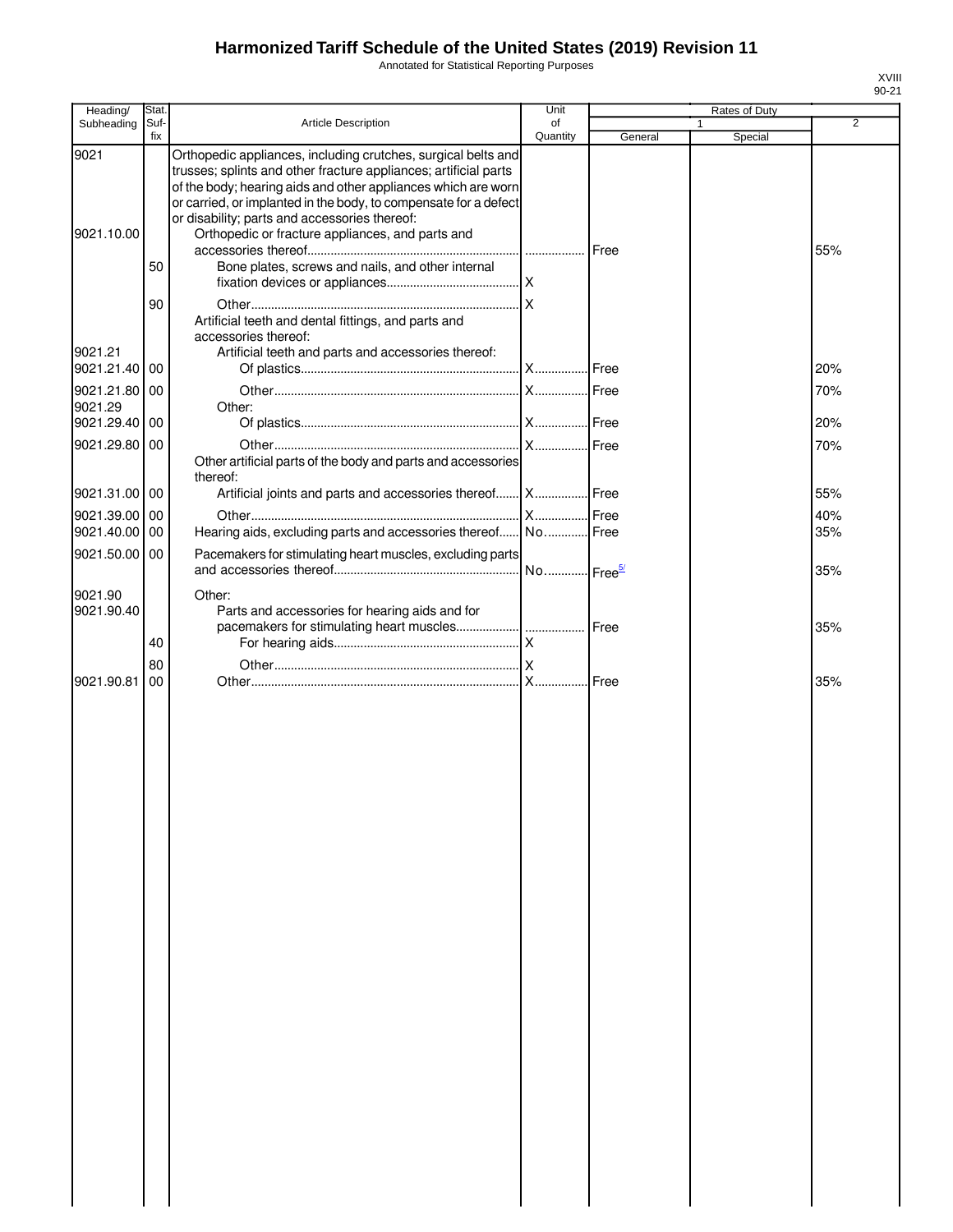# Harmonized Tariff Schedule of the United States (2019) Revision 11

Annotated for Statistical Reporting Purposes

XVIII
90-21

| Heading/ Subheading | Stat. Suf- fix | Article Description | Unit of Quantity | Rates of Duty 1 General | Special | 2 |
|---|---|---|---|---|---|---|
| 9021 | | Orthopedic appliances, including crutches, surgical belts and trusses; splints and other fracture appliances; artificial parts of the body; hearing aids and other appliances which are worn or carried, or implanted in the body, to compensate for a defect or disability; parts and accessories thereof: | | | | |
| 9021.10.00 | | Orthopedic or fracture appliances, and parts and accessories thereof | | Free | | 55% |
| | 50 | Bone plates, screws and nails, and other internal fixation devices or appliances | X | | | |
| | 90 | Other | X | | | |
| | | Artificial teeth and dental fittings, and parts and accessories thereof: | | | | |
| 9021.21 | | Artificial teeth and parts and accessories thereof: | | | | |
| 9021.21.40 | 00 | Of plastics | X | Free | | 20% |
| 9021.21.80 | 00 | Other | X | Free | | 70% |
| 9021.29 | | Other: | | | | |
| 9021.29.40 | 00 | Of plastics | X | Free | | 20% |
| 9021.29.80 | 00 | Other | X | Free | | 70% |
| | | Other artificial parts of the body and parts and accessories thereof: | | | | |
| 9021.31.00 | 00 | Artificial joints and parts and accessories thereof | X | Free | | 55% |
| 9021.39.00 | 00 | Other | X | Free | | 40% |
| 9021.40.00 | 00 | Hearing aids, excluding parts and accessories thereof | No. | Free | | 35% |
| 9021.50.00 | 00 | Pacemakers for stimulating heart muscles, excluding parts and accessories thereof | No. | Free[5/] | | 35% |
| 9021.90 | | Other: | | | | |
| 9021.90.40 | | Parts and accessories for hearing aids and for pacemakers for stimulating heart muscles | | Free | | 35% |
| | 40 | For hearing aids | X | | | |
| | 80 | Other | X | | | |
| 9021.90.81 | 00 | Other | X | Free | | 35% |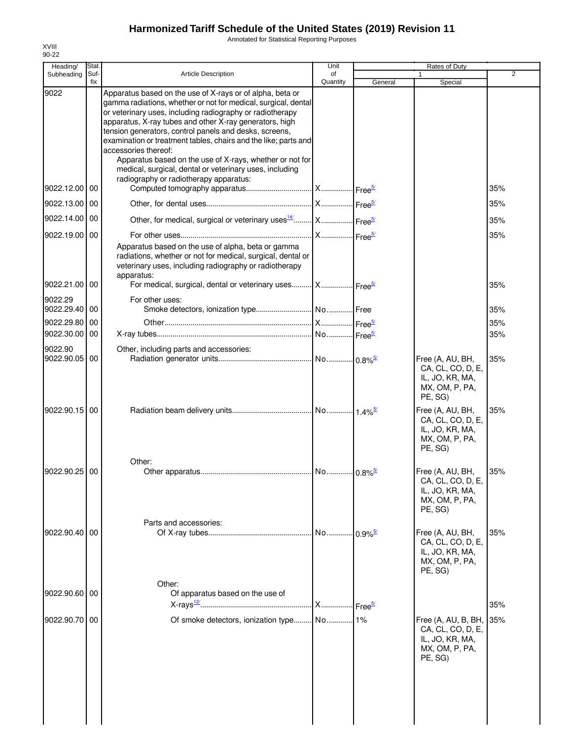# Harmonized Tariff Schedule of the United States (2019) Revision 11

Annotated for Statistical Reporting Purposes

XVIII
90-22

| Heading/ Subheading | Stat. Suf- fix | Article Description | Unit of Quantity | Rates of Duty 1 General | Special | 2 |
|---|---|---|---|---|---|---|
| 9022 | | Apparatus based on the use of X-rays or of alpha, beta or gamma radiations, whether or not for medical, surgical, dental or veterinary uses, including radiography or radiotherapy apparatus, X-ray tubes and other X-ray generators, high tension generators, control panels and desks, screens, examination or treatment tables, chairs and the like; parts and accessories thereof: | | | | |
| | | Apparatus based on the use of X-rays, whether or not for medical, surgical, dental or veterinary uses, including radiography or radiotherapy apparatus: | | | | |
| 9022.12.00 | 00 | Computed tomography apparatus | X | Free[5/] | | 35% |
| 9022.13.00 | 00 | Other, for dental uses | X | Free[5/] | | 35% |
| 9022.14.00 | 00 | Other, for medical, surgical or veterinary uses[14/] | X | Free[5/] | | 35% |
| 9022.19.00 | 00 | For other uses | X | Free[5/] | | 35% |
| | | Apparatus based on the use of alpha, beta or gamma radiations, whether or not for medical, surgical, dental or veterinary uses, including radiography or radiotherapy apparatus: | | | | |
| 9022.21.00 | 00 | For medical, surgical, dental or veterinary uses | X | Free[5/] | | 35% |
| 9022.29 | | For other uses: | | | | |
| 9022.29.40 | 00 | Smoke detectors, ionization type | No. | Free | | 35% |
| 9022.29.80 | 00 | Other | X | Free[5/] | | 35% |
| 9022.30.00 | 00 | X-ray tubes | No. | Free[5/] | | 35% |
| 9022.90 | | Other, including parts and accessories: | | | | |
| 9022.90.05 | 00 | Radiation generator units | No. | 0.8%[5/] | Free (A, AU, BH, CA, CL, CO, D, E, IL, JO, KR, MA, MX, OM, P, PA, PE, SG) | 35% |
| 9022.90.15 | 00 | Radiation beam delivery units | No. | 1.4%[5/] | Free (A, AU, BH, CA, CL, CO, D, E, IL, JO, KR, MA, MX, OM, P, PA, PE, SG) | 35% |
| | | Other: | | | | |
| 9022.90.25 | 00 | Other apparatus | No. | 0.8%[5/] | Free (A, AU, BH, CA, CL, CO, D, E, IL, JO, KR, MA, MX, OM, P, PA, PE, SG) | 35% |
| | | Parts and accessories: | | | | |
| 9022.90.40 | 00 | Of X-ray tubes | No. | 0.9%[5/] | Free (A, AU, BH, CA, CL, CO, D, E, IL, JO, KR, MA, MX, OM, P, PA, PE, SG) | 35% |
| | | Other: | | | | |
| 9022.90.60 | 00 | Of apparatus based on the use of X-rays[12/] | X | Free[5/] | | 35% |
| 9022.90.70 | 00 | Of smoke detectors, ionization type | No. | 1% | Free (A, AU, B, BH, CA, CL, CO, D, E, IL, JO, KR, MA, MX, OM, P, PA, PE, SG) | 35% |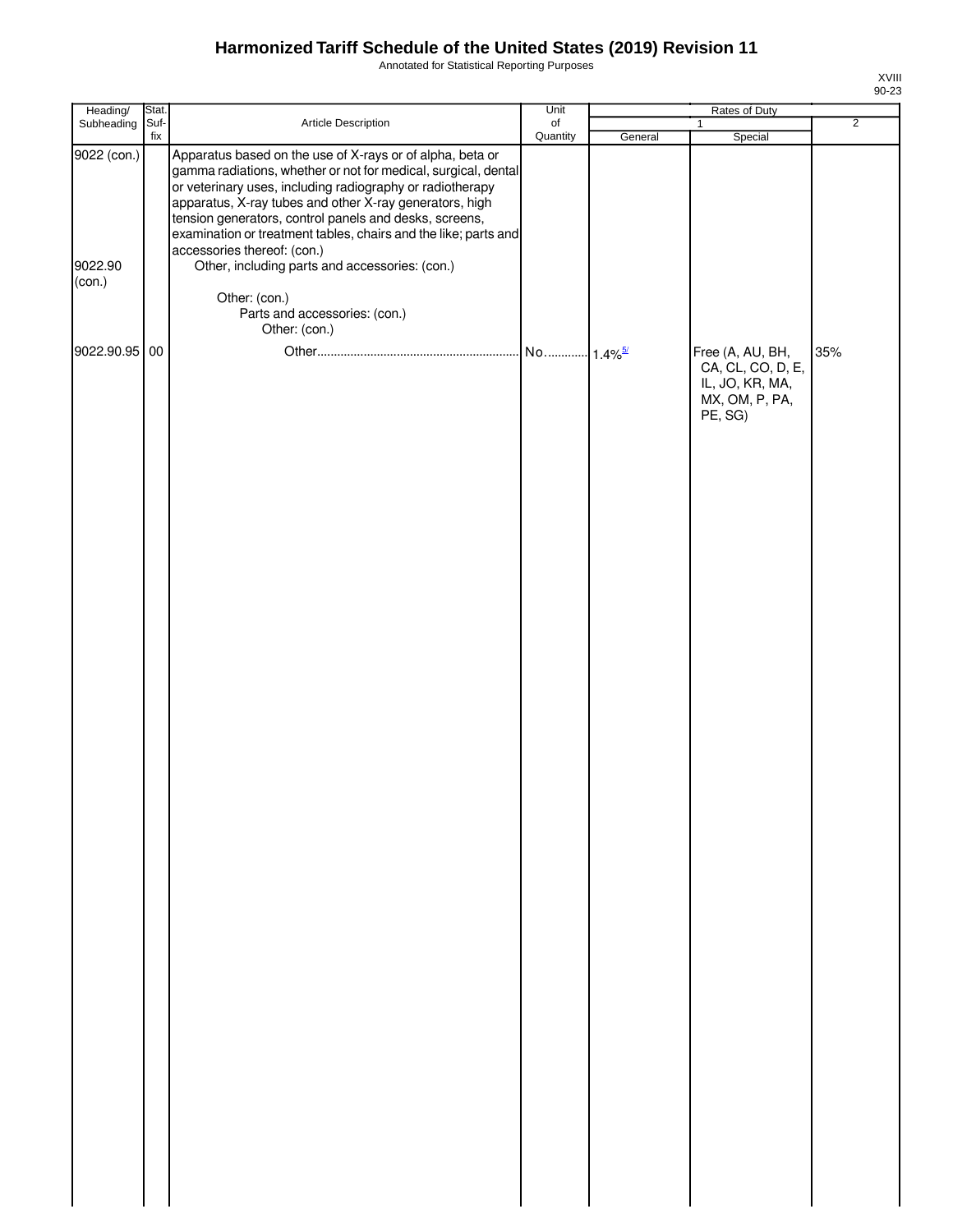# Harmonized Tariff Schedule of the United States (2019) Revision 11

Annotated for Statistical Reporting Purposes

XVIII
90-23

| Heading/ Subheading | Stat. Suf- fix | Article Description | Unit of Quantity | Rates of Duty 1 General | Special | 2 |
|---|---|---|---|---|---|---|
| 9022 (con.) | | Apparatus based on the use of X-rays or of alpha, beta or gamma radiations, whether or not for medical, surgical, dental or veterinary uses, including radiography or radiotherapy apparatus, X-ray tubes and other X-ray generators, high tension generators, control panels and desks, screens, examination or treatment tables, chairs and the like; parts and accessories thereof: (con.) | | | | |
| 9022.90 (con.) | | Other, including parts and accessories: (con.) | | | | |
| | | Other: (con.) | | | | |
| | | Parts and accessories: (con.) | | | | |
| | | Other: (con.) | | | | |
| 9022.90.95 | 00 | Other | No. | 1.4%[5/] | Free (A, AU, BH, CA, CL, CO, D, E, IL, JO, KR, MA, MX, OM, P, PA, PE, SG) | 35% |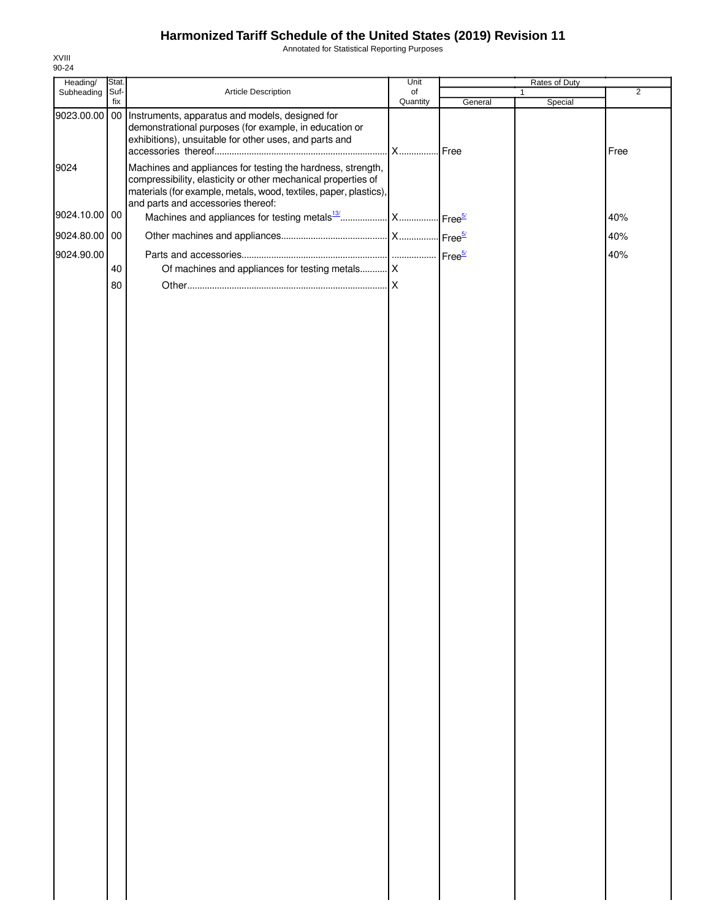# Harmonized Tariff Schedule of the United States (2019) Revision 11

Annotated for Statistical Reporting Purposes

XVIII
90-24

| Heading/ Subheading | Stat. Suf- fix | Article Description | Unit of Quantity | Rates of Duty | | |
|---|---|---|---|---|---|---|
| | | | | 1 | | 2 |
| | | | | General | Special | |
| 9023.00.00 | 00 | Instruments, apparatus and models, designed for demonstrational purposes (for example, in education or exhibitions), unsuitable for other uses, and parts and accessories thereof | X | Free | | Free |
| 9024 | | Machines and appliances for testing the hardness, strength, compressibility, elasticity or other mechanical properties of materials (for example, metals, wood, textiles, paper, plastics), and parts and accessories thereof: | | | | |
| 9024.10.00 | 00 | Machines and appliances for testing metals[13/] | X | Free[5/] | | 40% |
| 9024.80.00 | 00 | Other machines and appliances | X | Free[5/] | | 40% |
| 9024.90.00 | | Parts and accessories | | Free[5/] | | 40% |
| | 40 | Of machines and appliances for testing metals | X | | | |
| | 80 | Other | X | | | |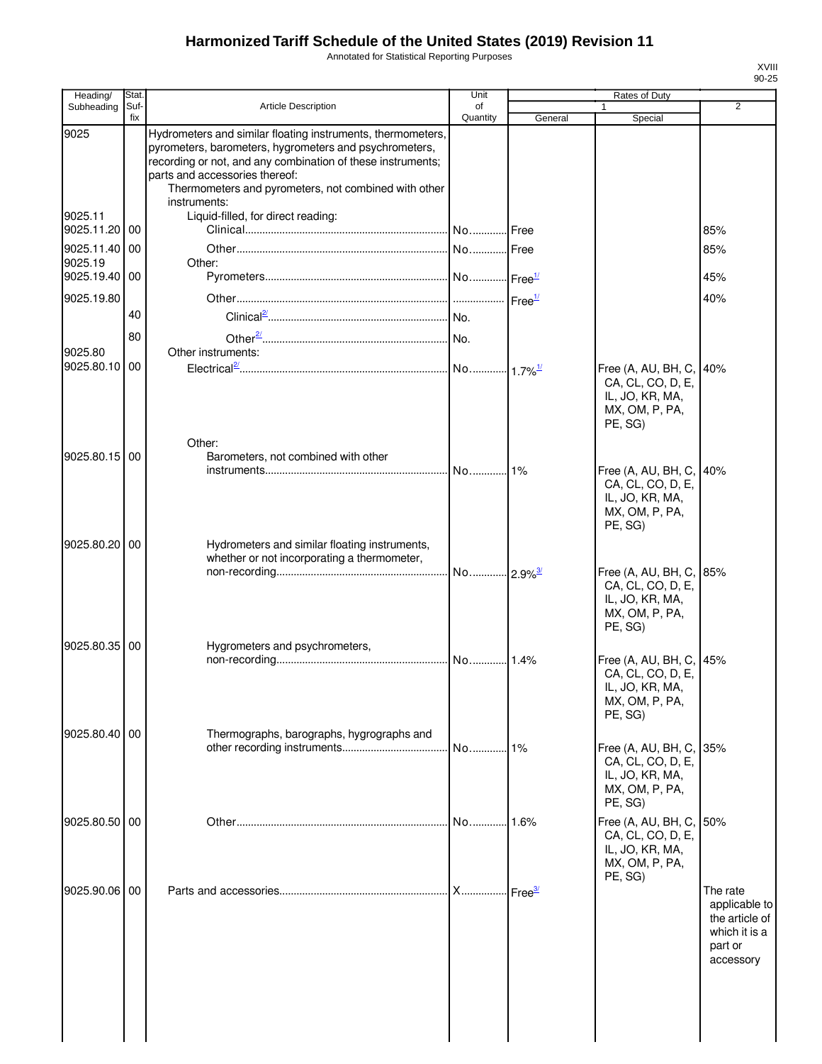# Harmonized Tariff Schedule of the United States (2019) Revision 11

Annotated for Statistical Reporting Purposes

XVIII
90-25

| Heading/ Subheading | Stat. Suf- fix | Article Description | Unit of Quantity | Rates of Duty 1 General | Special | 2 |
|---|---|---|---|---|---|---|
| 9025 | | Hydrometers and similar floating instruments, thermometers, pyrometers, barometers, hygrometers and psychrometers, recording or not, and any combination of these instruments; parts and accessories thereof: | | | | |
| | | Thermometers and pyrometers, not combined with other instruments: | | | | |
| 9025.11 | | Liquid-filled, for direct reading: | | | | |
| 9025.11.20 | 00 | Clinical | No. | Free | | 85% |
| 9025.11.40 | 00 | Other | No. | Free | | 85% |
| 9025.19 | | Other: | | | | |
| 9025.19.40 | 00 | Pyrometers | No. | Free[1/] | | 45% |
| 9025.19.80 | | Other | | Free[1/] | | 40% |
| | 40 | Clinical[2/] | No. | | | |
| | 80 | Other[2/] | No. | | | |
| 9025.80 | | Other instruments: | | | | |
| 9025.80.10 | 00 | Electrical[2/] | No. | 1.7%[1/] | Free (A, AU, BH, C, CA, CL, CO, D, E, IL, JO, KR, MA, MX, OM, P, PA, PE, SG) | 40% |
| | | Other: | | | | |
| 9025.80.15 | 00 | Barometers, not combined with other instruments | No. | 1% | Free (A, AU, BH, C, CA, CL, CO, D, E, IL, JO, KR, MA, MX, OM, P, PA, PE, SG) | 40% |
| 9025.80.20 | 00 | Hydrometers and similar floating instruments, whether or not incorporating a thermometer, non-recording | No. | 2.9%[3/] | Free (A, AU, BH, C, CA, CL, CO, D, E, IL, JO, KR, MA, MX, OM, P, PA, PE, SG) | 85% |
| 9025.80.35 | 00 | Hygrometers and psychrometers, non-recording | No. | 1.4% | Free (A, AU, BH, C, CA, CL, CO, D, E, IL, JO, KR, MA, MX, OM, P, PA, PE, SG) | 45% |
| 9025.80.40 | 00 | Thermographs, barographs, hygrographs and other recording instruments | No. | 1% | Free (A, AU, BH, C, CA, CL, CO, D, E, IL, JO, KR, MA, MX, OM, P, PA, PE, SG) | 35% |
| 9025.80.50 | 00 | Other | No. | 1.6% | Free (A, AU, BH, C, CA, CL, CO, D, E, IL, JO, KR, MA, MX, OM, P, PA, PE, SG) | 50% |
| 9025.90.06 | 00 | Parts and accessories | X | Free[3/] | | The rate applicable to the article of which it is a part or accessory |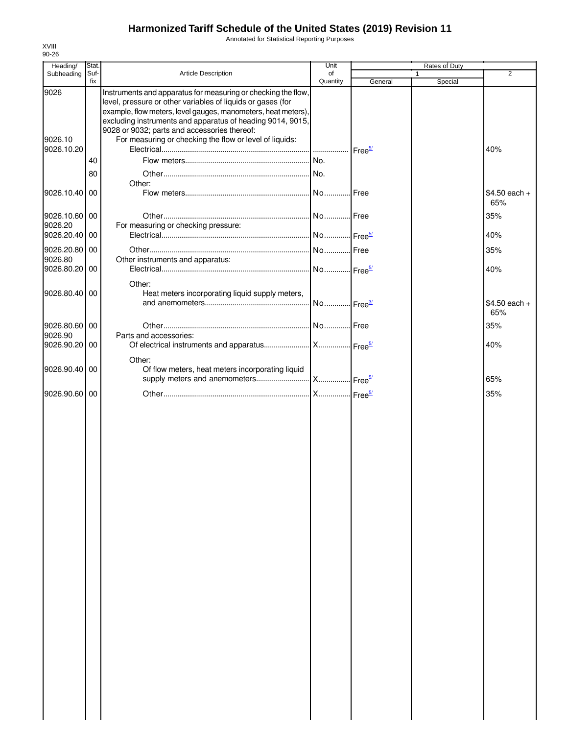# Harmonized Tariff Schedule of the United States (2019) Revision 11

Annotated for Statistical Reporting Purposes

XVIII
90-26

| Heading/ Subheading | Stat. Suf- fix | Article Description | Unit of Quantity | Rates of Duty 1 General | Special | 2 |
|---|---|---|---|---|---|---|
| 9026 | | Instruments and apparatus for measuring or checking the flow, level, pressure or other variables of liquids or gases (for example, flow meters, level gauges, manometers, heat meters), excluding instruments and apparatus of heading 9014, 9015, 9028 or 9032; parts and accessories thereof: | | | | |
| 9026.10 | | For measuring or checking the flow or level of liquids: | | | | |
| 9026.10.20 | | Electrical | | Free[5/] | | 40% |
| | 40 | Flow meters | No. | | | |
| | 80 | Other | No. | | | |
| | | Other: | | | | |
| 9026.10.40 | 00 | Flow meters | No. | Free | | $4.50 each + 65% |
| 9026.10.60 | 00 | Other | No. | Free | | 35% |
| 9026.20 | | For measuring or checking pressure: | | | | |
| 9026.20.40 | 00 | Electrical | No. | Free[5/] | | 40% |
| 9026.20.80 | 00 | Other | No. | Free | | 35% |
| 9026.80 | | Other instruments and apparatus: | | | | |
| 9026.80.20 | 00 | Electrical | No. | Free[5/] | | 40% |
| | | Other: | | | | |
| 9026.80.40 | 00 | Heat meters incorporating liquid supply meters, and anemometers | No. | Free[3/] | | $4.50 each + 65% |
| 9026.80.60 | 00 | Other | No. | Free | | 35% |
| 9026.90 | | Parts and accessories: | | | | |
| 9026.90.20 | 00 | Of electrical instruments and apparatus | X | Free[5/] | | 40% |
| | | Other: | | | | |
| 9026.90.40 | 00 | Of flow meters, heat meters incorporating liquid supply meters and anemometers | X | Free[5/] | | 65% |
| 9026.90.60 | 00 | Other | X | Free[5/] | | 35% |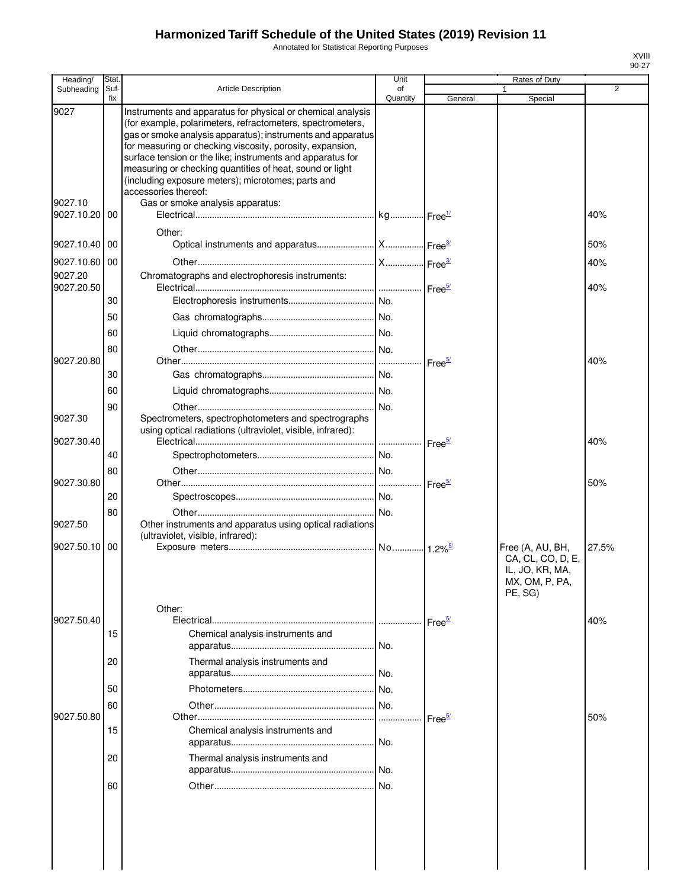# Harmonized Tariff Schedule of the United States (2019) Revision 11

Annotated for Statistical Reporting Purposes

XVIII
90-27

| Heading/ Subheading | Stat. Suf- fix | Article Description | Unit of Quantity | Rates of Duty 1 General | Special | 2 |
|---|---|---|---|---|---|---|
| 9027 | | Instruments and apparatus for physical or chemical analysis (for example, polarimeters, refractometers, spectrometers, gas or smoke analysis apparatus); instruments and apparatus for measuring or checking viscosity, porosity, expansion, surface tension or the like; instruments and apparatus for measuring or checking quantities of heat, sound or light (including exposure meters); microtomes; parts and accessories thereof: | | | | |
| 9027.10 | | Gas or smoke analysis apparatus: | | | | |
| 9027.10.20 | 00 | Electrical | kg | Free[1/] | | 40% |
| | | Other: | | | | |
| 9027.10.40 | 00 | Optical instruments and apparatus | X | Free[3/] | | 50% |
| 9027.10.60 | 00 | Other | X | Free[3/] | | 40% |
| 9027.20 | | Chromatographs and electrophoresis instruments: | | | | |
| 9027.20.50 | | Electrical | | Free[5/] | | 40% |
| | 30 | Electrophoresis instruments | No. | | | |
| | 50 | Gas chromatographs | No. | | | |
| | 60 | Liquid chromatographs | No. | | | |
| | 80 | Other | No. | | | |
| 9027.20.80 | | Other | | Free[5/] | | 40% |
| | 30 | Gas chromatographs | No. | | | |
| | 60 | Liquid chromatographs | No. | | | |
| | 90 | Other | No. | | | |
| 9027.30 | | Spectrometers, spectrophotometers and spectrographs using optical radiations (ultraviolet, visible, infrared): | | | | |
| 9027.30.40 | | Electrical | | Free[5/] | | 40% |
| | 40 | Spectrophotometers | No. | | | |
| | 80 | Other | No. | | | |
| 9027.30.80 | | Other | | Free[5/] | | 50% |
| | 20 | Spectroscopes | No. | | | |
| | 80 | Other | No. | | | |
| 9027.50 | | Other instruments and apparatus using optical radiations (ultraviolet, visible, infrared): | | | | |
| 9027.50.10 | 00 | Exposure meters | No. | 1.2%[5/] | Free (A, AU, BH, CA, CL, CO, D, E, IL, JO, KR, MA, MX, OM, P, PA, PE, SG) | 27.5% |
| | | Other: | | | | |
| 9027.50.40 | | Electrical | | Free[5/] | | 40% |
| | 15 | Chemical analysis instruments and apparatus | No. | | | |
| | 20 | Thermal analysis instruments and apparatus | No. | | | |
| | 50 | Photometers | No. | | | |
| | 60 | Other | No. | | | |
| 9027.50.80 | | Other | | Free[5/] | | 50% |
| | 15 | Chemical analysis instruments and apparatus | No. | | | |
| | 20 | Thermal analysis instruments and apparatus | No. | | | |
| | 60 | Other | No. | | | |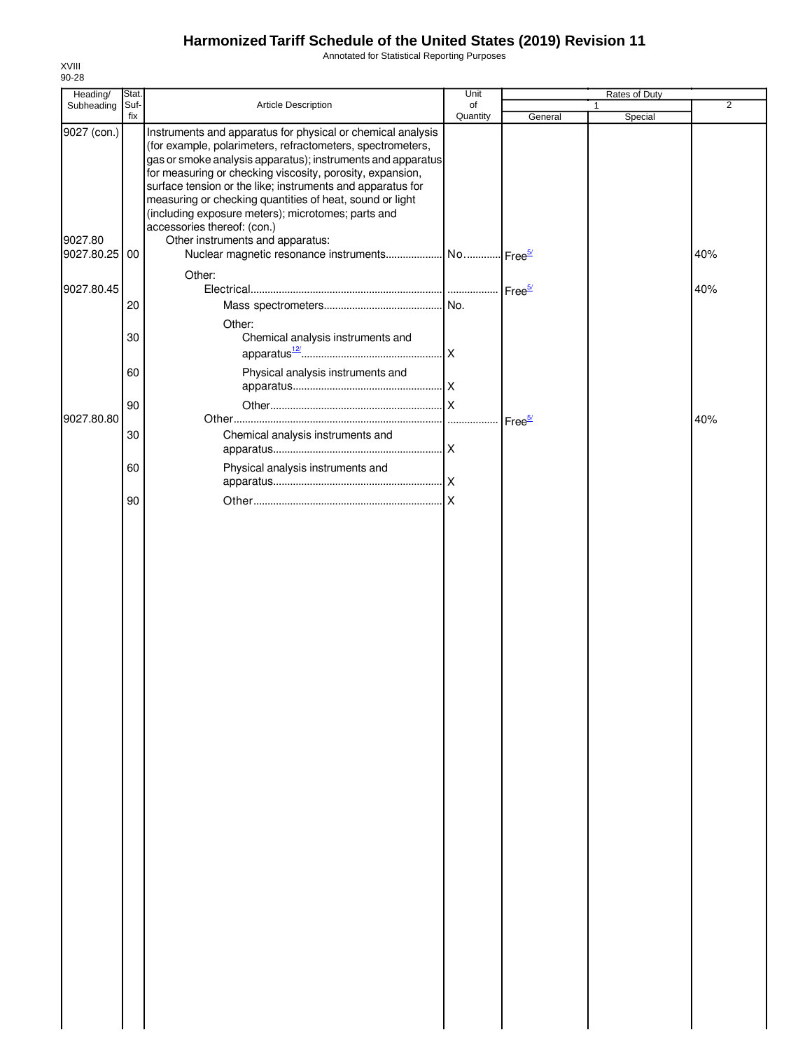# Harmonized Tariff Schedule of the United States (2019) Revision 11

Annotated for Statistical Reporting Purposes

XVIII
90-28

| Heading/ Subheading | Stat. Suf- fix | Article Description | Unit of Quantity | Rates of Duty 1 General | Special | 2 |
|---|---|---|---|---|---|---|
| 9027 (con.) | | Instruments and apparatus for physical or chemical analysis (for example, polarimeters, refractometers, spectrometers, gas or smoke analysis apparatus); instruments and apparatus for measuring or checking viscosity, porosity, expansion, surface tension or the like; instruments and apparatus for measuring or checking quantities of heat, sound or light (including exposure meters); microtomes; parts and accessories thereof: (con.) | | | | |
| 9027.80 | | Other instruments and apparatus: | | | | |
| 9027.80.25 | 00 | Nuclear magnetic resonance instruments | No. | Free[5/] | | 40% |
| | | Other: | | | | |
| 9027.80.45 | | Electrical | | Free[5/] | | 40% |
| | 20 | Mass spectrometers | No. | | | |
| | | Other: | | | | |
| | 30 | Chemical analysis instruments and apparatus[12/] | X | | | |
| | 60 | Physical analysis instruments and apparatus | X | | | |
| | 90 | Other | X | | | |
| 9027.80.80 | | Other | | Free[5/] | | 40% |
| | 30 | Chemical analysis instruments and apparatus | X | | | |
| | 60 | Physical analysis instruments and apparatus | X | | | |
| | 90 | Other | X | | | |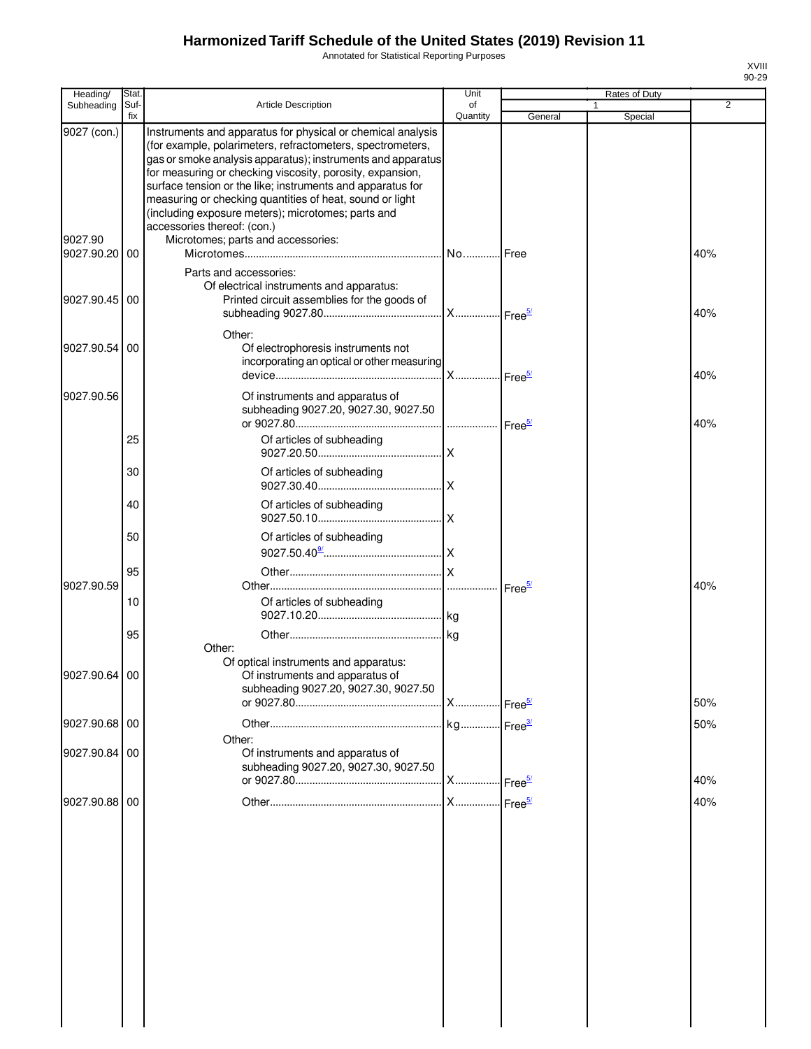# Harmonized Tariff Schedule of the United States (2019) Revision 11

Annotated for Statistical Reporting Purposes

XVIII
90-29

| Heading/ Subheading | Stat. Suf- fix | Article Description | Unit of Quantity | Rates of Duty 1 General | Special | 2 |
|---|---|---|---|---|---|---|
| 9027 (con.) | | Instruments and apparatus for physical or chemical analysis (for example, polarimeters, refractometers, spectrometers, gas or smoke analysis apparatus); instruments and apparatus for measuring or checking viscosity, porosity, expansion, surface tension or the like; instruments and apparatus for measuring or checking quantities of heat, sound or light (including exposure meters); microtomes; parts and accessories thereof: (con.) | | | | |
| 9027.90 | | Microtomes; parts and accessories: | | | | |
| 9027.90.20 | 00 | Microtomes | No. | Free | | 40% |
| | | Parts and accessories: | | | | |
| | | Of electrical instruments and apparatus: | | | | |
| 9027.90.45 | 00 | Printed circuit assemblies for the goods of subheading 9027.80 | X | Free[5/] | | 40% |
| | | Other: | | | | |
| 9027.90.54 | 00 | Of electrophoresis instruments not incorporating an optical or other measuring device | X | Free[5/] | | 40% |
| 9027.90.56 | | Of instruments and apparatus of subheading 9027.20, 9027.30, 9027.50 or 9027.80 | | Free[5/] | | 40% |
| | 25 | Of articles of subheading 9027.20.50 | X | | | |
| | 30 | Of articles of subheading 9027.30.40 | X | | | |
| | 40 | Of articles of subheading 9027.50.10 | X | | | |
| | 50 | Of articles of subheading 9027.50.40[9/] | X | | | |
| | 95 | Other | X | | | |
| 9027.90.59 | | Other | | Free[5/] | | 40% |
| | 10 | Of articles of subheading 9027.10.20 | kg | | | |
| | 95 | Other | kg | | | |
| | | Other: | | | | |
| | | Of optical instruments and apparatus: | | | | |
| 9027.90.64 | 00 | Of instruments and apparatus of subheading 9027.20, 9027.30, 9027.50 or 9027.80 | X | Free[5/] | | 50% |
| 9027.90.68 | 00 | Other | kg | Free[3/] | | 50% |
| | | Other: | | | | |
| 9027.90.84 | 00 | Of instruments and apparatus of subheading 9027.20, 9027.30, 9027.50 or 9027.80 | X | Free[5/] | | 40% |
| 9027.90.88 | 00 | Other | X | Free[5/] | | 40% |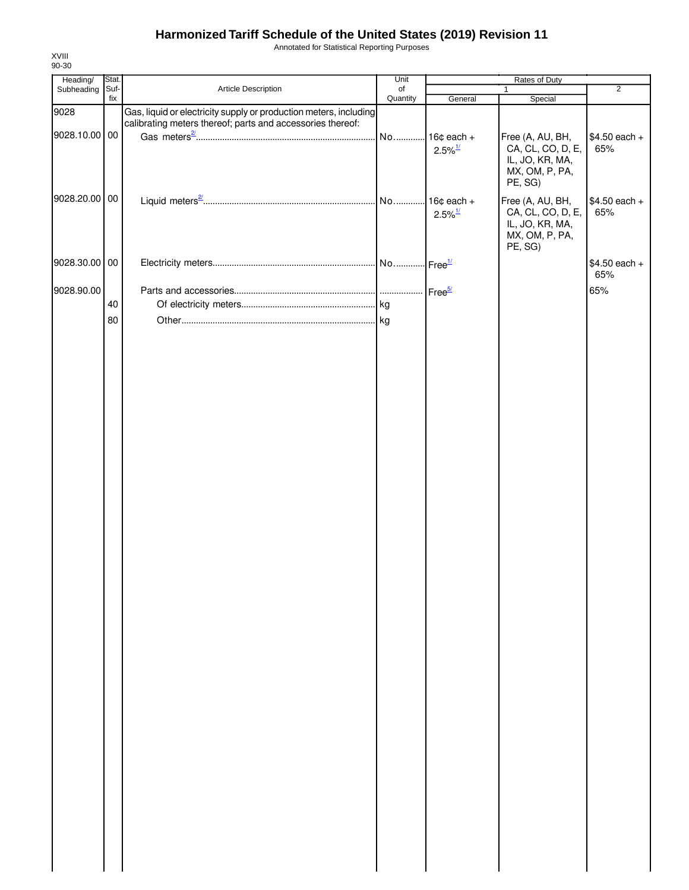# Harmonized Tariff Schedule of the United States (2019) Revision 11

Annotated for Statistical Reporting Purposes

XVIII
90-30

| Heading/ Subheading | Stat. Suf- fix | Article Description | Unit of Quantity | Rates of Duty 1 General | Rates of Duty 1 Special | Rates of Duty 2 |
|---|---|---|---|---|---|---|
| 9028 | | Gas, liquid or electricity supply or production meters, including calibrating meters thereof; parts and accessories thereof: | | | | |
| 9028.10.00 | 00 | Gas meters[2/] | No. | 16¢ each + 2.5%[1/] | Free (A, AU, BH, CA, CL, CO, D, E, IL, JO, KR, MA, MX, OM, P, PA, PE, SG) | $4.50 each + 65% |
| 9028.20.00 | 00 | Liquid meters[2/] | No. | 16¢ each + 2.5%[1/] | Free (A, AU, BH, CA, CL, CO, D, E, IL, JO, KR, MA, MX, OM, P, PA, PE, SG) | $4.50 each + 65% |
| 9028.30.00 | 00 | Electricity meters | No. | Free[1/] | | $4.50 each + 65% |
| 9028.90.00 | | Parts and accessories | | Free[5/] | | 65% |
| | 40 | Of electricity meters | kg | | | |
| | 80 | Other | kg | | | |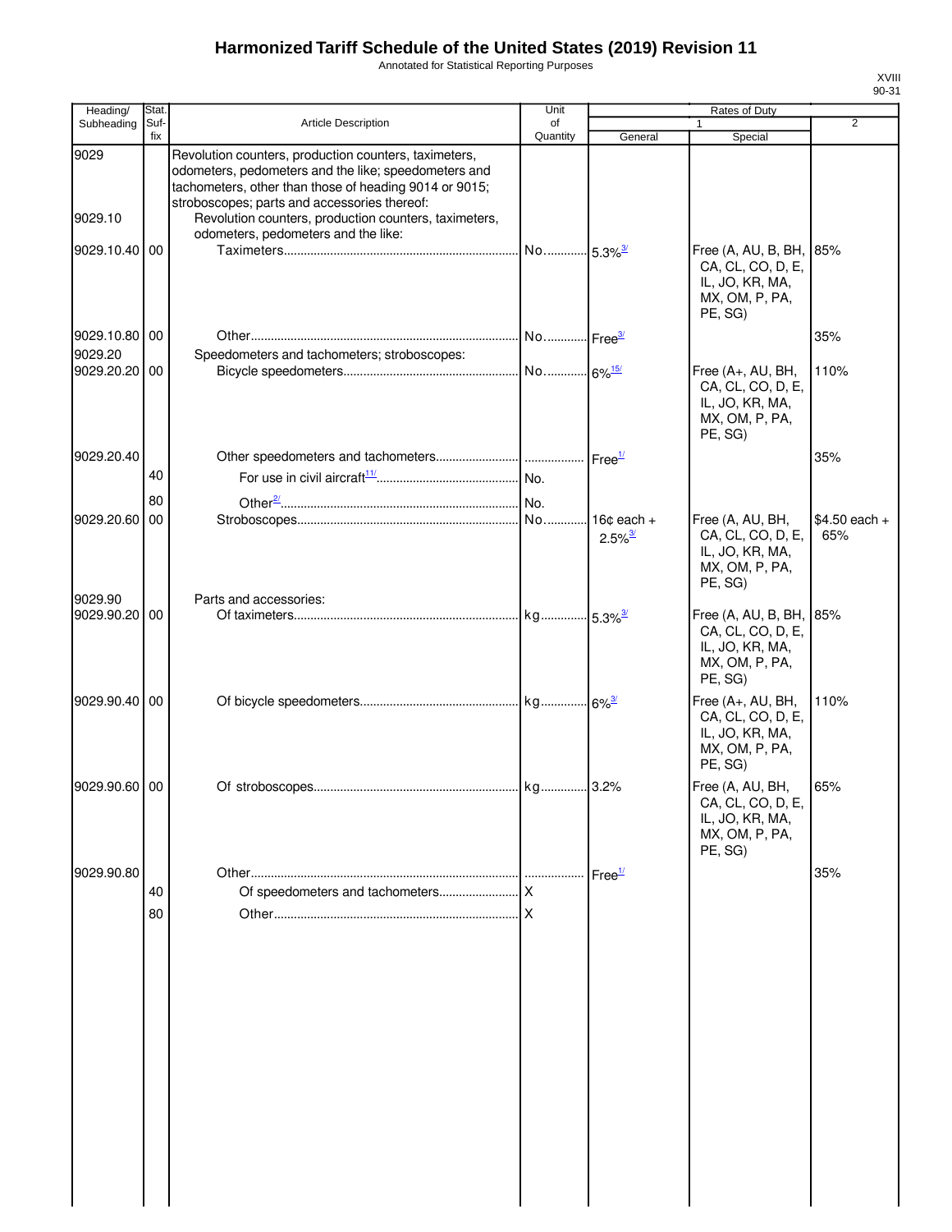# Harmonized Tariff Schedule of the United States (2019) Revision 11

Annotated for Statistical Reporting Purposes

| Heading/ Subheading | Stat. Suf- fix | Article Description | Unit of Quantity | Rates of Duty 1 General | Rates of Duty 1 Special | Rates of Duty 2 |
|---|---|---|---|---|---|---|
| 9029 | | Revolution counters, production counters, taximeters, odometers, pedometers and the like; speedometers and tachometers, other than those of heading 9014 or 9015; stroboscopes; parts and accessories thereof: | | | | |
| 9029.10 | | Revolution counters, production counters, taximeters, odometers, pedometers and the like: | | | | |
| 9029.10.40 | 00 | Taximeters | No. | 5.3%[3/] | Free (A, AU, B, BH, CA, CL, CO, D, E, IL, JO, KR, MA, MX, OM, P, PA, PE, SG) | 85% |
| 9029.10.80 | 00 | Other | No. | Free[3/] | | 35% |
| 9029.20 | | Speedometers and tachometers; stroboscopes: | | | | |
| 9029.20.20 | 00 | Bicycle speedometers | No. | 6%[15/] | Free (A+, AU, BH, CA, CL, CO, D, E, IL, JO, KR, MA, MX, OM, P, PA, PE, SG) | 110% |
| 9029.20.40 | | Other speedometers and tachometers | | Free[1/] | | 35% |
| | 40 | For use in civil aircraft[11/] | No. | | | |
| | 80 | Other[2/] | No. | | | |
| 9029.20.60 | 00 | Stroboscopes | No. | 16¢ each + 2.5%[3/] | Free (A, AU, BH, CA, CL, CO, D, E, IL, JO, KR, MA, MX, OM, P, PA, PE, SG) | $4.50 each + 65% |
| 9029.90 | | Parts and accessories: | | | | |
| 9029.90.20 | 00 | Of taximeters | kg | 5.3%[3/] | Free (A, AU, B, BH, CA, CL, CO, D, E, IL, JO, KR, MA, MX, OM, P, PA, PE, SG) | 85% |
| 9029.90.40 | 00 | Of bicycle speedometers | kg | 6%[3/] | Free (A+, AU, BH, CA, CL, CO, D, E, IL, JO, KR, MA, MX, OM, P, PA, PE, SG) | 110% |
| 9029.90.60 | 00 | Of stroboscopes | kg | 3.2% | Free (A, AU, BH, CA, CL, CO, D, E, IL, JO, KR, MA, MX, OM, P, PA, PE, SG) | 65% |
| 9029.90.80 | | Other | | Free[1/] | | 35% |
| | 40 | Of speedometers and tachometers | X | | | |
| | 80 | Other | X | | | |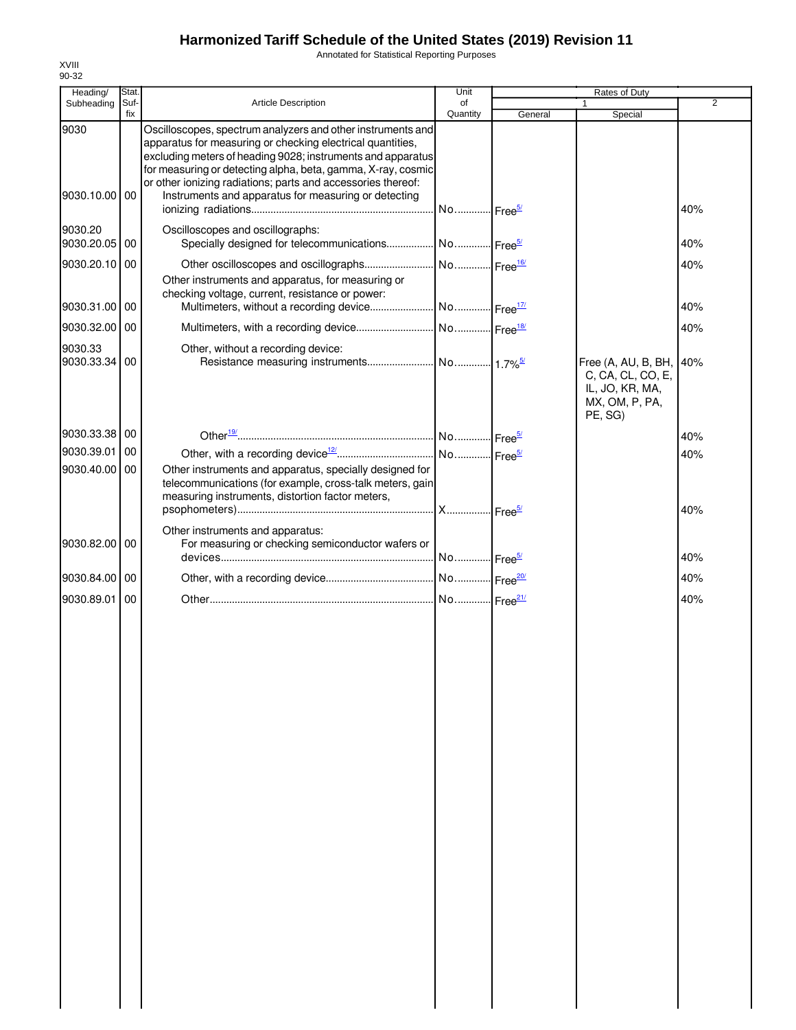# Harmonized Tariff Schedule of the United States (2019) Revision 11

Annotated for Statistical Reporting Purposes

XVIII
90-32

| Heading/ Subheading | Stat. Suf-fix | Article Description | Unit of Quantity | Rates of Duty 1 General | Special | 2 |
|---|---|---|---|---|---|---|
| 9030 | | Oscilloscopes, spectrum analyzers and other instruments and apparatus for measuring or checking electrical quantities, excluding meters of heading 9028; instruments and apparatus for measuring or detecting alpha, beta, gamma, X-ray, cosmic or other ionizing radiations; parts and accessories thereof: | | | | |
| 9030.10.00 | 00 | Instruments and apparatus for measuring or detecting ionizing radiations | No. | Free[5/] | | 40% |
| 9030.20 | | Oscilloscopes and oscillographs: | | | | |
| 9030.20.05 | 00 | Specially designed for telecommunications | No. | Free[5/] | | 40% |
| 9030.20.10 | 00 | Other oscilloscopes and oscillographs | No. | Free[16/] | | 40% |
| | | Other instruments and apparatus, for measuring or checking voltage, current, resistance or power: | | | | |
| 9030.31.00 | 00 | Multimeters, without a recording device | No. | Free[17/] | | 40% |
| 9030.32.00 | 00 | Multimeters, with a recording device | No. | Free[18/] | | 40% |
| 9030.33 | | Other, without a recording device: | | | | |
| 9030.33.34 | 00 | Resistance measuring instruments | No. | 1.7%[5/] | Free (A, AU, B, BH, C, CA, CL, CO, E, IL, JO, KR, MA, MX, OM, P, PA, PE, SG) | 40% |
| 9030.33.38 | 00 | Other[19/] | No. | Free[5/] | | 40% |
| 9030.39.01 | 00 | Other, with a recording device[12/] | No. | Free[5/] | | 40% |
| 9030.40.00 | 00 | Other instruments and apparatus, specially designed for telecommunications (for example, cross-talk meters, gain measuring instruments, distortion factor meters, psophometers) | X | Free[5/] | | 40% |
| | | Other instruments and apparatus: | | | | |
| 9030.82.00 | 00 | For measuring or checking semiconductor wafers or devices | No. | Free[5/] | | 40% |
| 9030.84.00 | 00 | Other, with a recording device | No. | Free[20/] | | 40% |
| 9030.89.01 | 00 | Other | No. | Free[21/] | | 40% |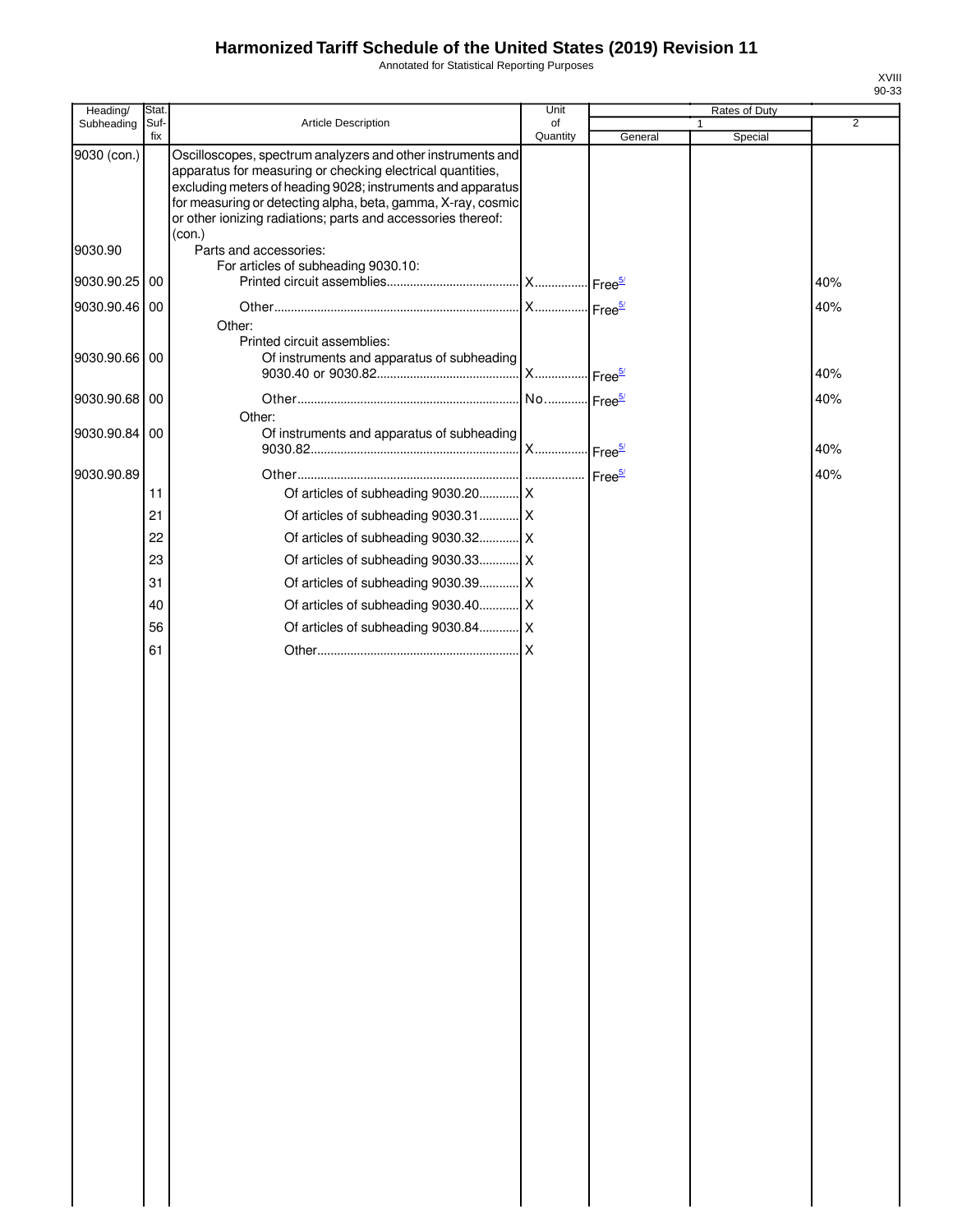# Harmonized Tariff Schedule of the United States (2019) Revision 11

Annotated for Statistical Reporting Purposes

| Heading/ Subheading | Stat. Suf-fix | Article Description | Unit of Quantity | Rates of Duty 1 General | Special | 2 |
|---|---|---|---|---|---|---|
| 9030 (con.) | | Oscilloscopes, spectrum analyzers and other instruments and apparatus for measuring or checking electrical quantities, excluding meters of heading 9028; instruments and apparatus for measuring or detecting alpha, beta, gamma, X-ray, cosmic or other ionizing radiations; parts and accessories thereof: (con.) | | | | |
| 9030.90 | | Parts and accessories: | | | | |
| | | For articles of subheading 9030.10: | | | | |
| 9030.90.25 | 00 | Printed circuit assemblies | X | Free[5/] | | 40% |
| 9030.90.46 | 00 | Other | X | Free[5/] | | 40% |
| | | Other: | | | | |
| | | Printed circuit assemblies: | | | | |
| 9030.90.66 | 00 | Of instruments and apparatus of subheading 9030.40 or 9030.82 | X | Free[5/] | | 40% |
| 9030.90.68 | 00 | Other | No. | Free[5/] | | 40% |
| | | Other: | | | | |
| 9030.90.84 | 00 | Of instruments and apparatus of subheading 9030.82 | X | Free[5/] | | 40% |
| 9030.90.89 | | Other | | Free[5/] | | 40% |
| | 11 | Of articles of subheading 9030.20 | X | | | |
| | 21 | Of articles of subheading 9030.31 | X | | | |
| | 22 | Of articles of subheading 9030.32 | X | | | |
| | 23 | Of articles of subheading 9030.33 | X | | | |
| | 31 | Of articles of subheading 9030.39 | X | | | |
| | 40 | Of articles of subheading 9030.40 | X | | | |
| | 56 | Of articles of subheading 9030.84 | X | | | |
| | 61 | Other | X | | | |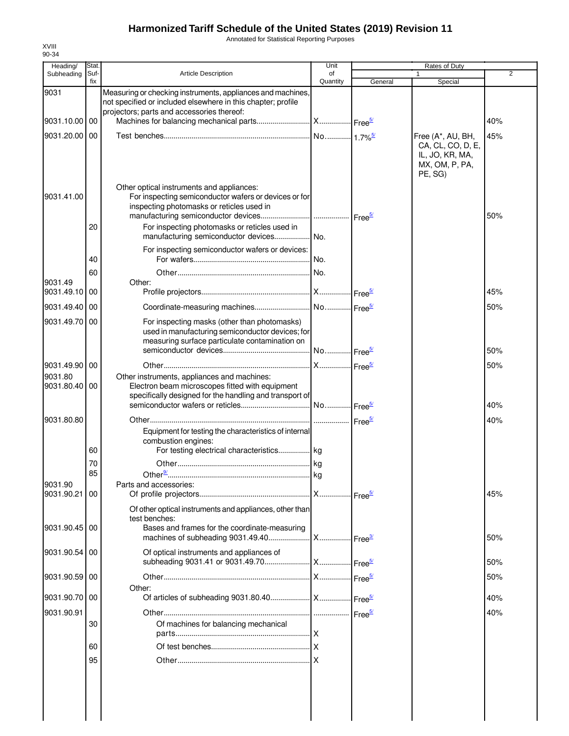# Harmonized Tariff Schedule of the United States (2019) Revision 11

Annotated for Statistical Reporting Purposes

XVIII
90-34

| Heading/ Subheading | Stat. Suf- fix | Article Description | Unit of Quantity | Rates of Duty 1 General | Special | 2 |
|---|---|---|---|---|---|---|
| 9031 | | Measuring or checking instruments, appliances and machines, not specified or included elsewhere in this chapter; profile projectors; parts and accessories thereof: | | | | |
| 9031.10.00 | 00 | Machines for balancing mechanical parts | X | Free[5/] | | 40% |
| 9031.20.00 | 00 | Test benches | No. | 1.7%[5/] | Free (A*, AU, BH, CA, CL, CO, D, E, IL, JO, KR, MA, MX, OM, P, PA, PE, SG) | 45% |
| | | Other optical instruments and appliances: | | | | |
| 9031.41.00 | | For inspecting semiconductor wafers or devices or for inspecting photomasks or reticles used in manufacturing semiconductor devices | | Free[5/] | | 50% |
| | 20 | For inspecting photomasks or reticles used in manufacturing semiconductor devices | No. | | | |
| | | For inspecting semiconductor wafers or devices: | | | | |
| | 40 | For wafers | No. | | | |
| | 60 | Other | No. | | | |
| 9031.49 | | Other: | | | | |
| 9031.49.10 | 00 | Profile projectors | X | Free[5/] | | 45% |
| 9031.49.40 | 00 | Coordinate-measuring machines | No. | Free[5/] | | 50% |
| 9031.49.70 | 00 | For inspecting masks (other than photomasks) used in manufacturing semiconductor devices; for measuring surface particulate contamination on semiconductor devices | No. | Free[5/] | | 50% |
| 9031.49.90 | 00 | Other | X | Free[5/] | | 50% |
| 9031.80 | | Other instruments, appliances and machines: | | | | |
| 9031.80.40 | 00 | Electron beam microscopes fitted with equipment specifically designed for the handling and transport of semiconductor wafers or reticles | No. | Free[5/] | | 40% |
| 9031.80.80 | | Other | | Free[5/] | | 40% |
| | | Equipment for testing the characteristics of internal combustion engines: | | | | |
| | 60 | For testing electrical characteristics | kg | | | |
| | 70 | Other | kg | | | |
| | 85 | Other[9/] | kg | | | |
| 9031.90 | | Parts and accessories: | | | | |
| 9031.90.21 | 00 | Of profile projectors | X | Free[5/] | | 45% |
| | | Of other optical instruments and appliances, other than test benches: | | | | |
| 9031.90.45 | 00 | Bases and frames for the coordinate-measuring machines of subheading 9031.49.40 | X | Free[3/] | | 50% |
| 9031.90.54 | 00 | Of optical instruments and appliances of subheading 9031.41 or 9031.49.70 | X | Free[5/] | | 50% |
| 9031.90.59 | 00 | Other | X | Free[5/] | | 50% |
| | | Other: | | | | |
| 9031.90.70 | 00 | Of articles of subheading 9031.80.40 | X | Free[5/] | | 40% |
| 9031.90.91 | | Other | | Free[5/] | | 40% |
| | 30 | Of machines for balancing mechanical parts | X | | | |
| | 60 | Of test benches | X | | | |
| | 95 | Other | X | | | |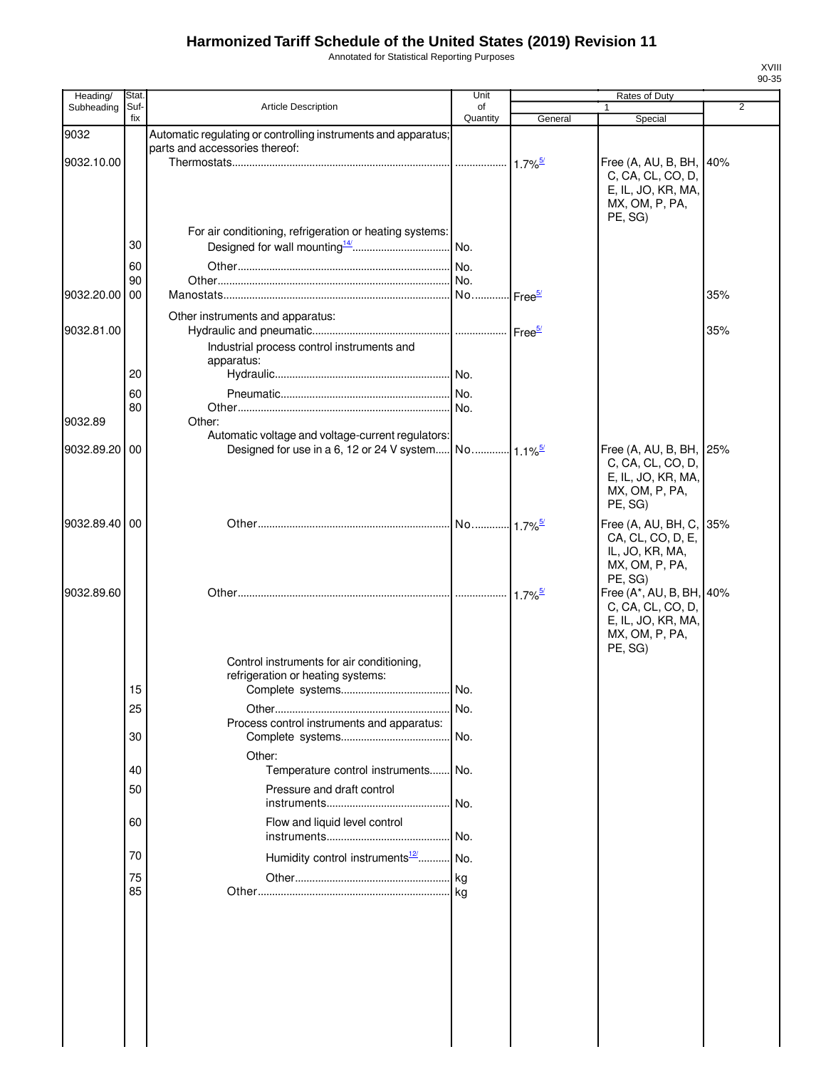# Harmonized Tariff Schedule of the United States (2019) Revision 11

Annotated for Statistical Reporting Purposes

XVIII
90-35

| Heading/ Subheading | Stat. Suf- fix | Article Description | Unit of Quantity | Rates of Duty 1 General | Special | 2 |
|---|---|---|---|---|---|---|
| 9032 | | Automatic regulating or controlling instruments and apparatus; parts and accessories thereof: | | | | |
| 9032.10.00 | | Thermostats | | 1.7%[5/] | Free (A, AU, B, BH, C, CA, CL, CO, D, E, IL, JO, KR, MA, MX, OM, P, PA, PE, SG) | 40% |
| | | For air conditioning, refrigeration or heating systems: | | | | |
| | 30 | Designed for wall mounting[14/] | No. | | | |
| | 60 | Other | No. | | | |
| | 90 | Other | No. | | | |
| 9032.20.00 | 00 | Manostats | No. | Free[5/] | | 35% |
| | | Other instruments and apparatus: | | | | |
| 9032.81.00 | | Hydraulic and pneumatic | | Free[5/] | | 35% |
| | | Industrial process control instruments and apparatus: | | | | |
| | 20 | Hydraulic | No. | | | |
| | 60 | Pneumatic | No. | | | |
| | 80 | Other | No. | | | |
| 9032.89 | | Other: | | | | |
| | | Automatic voltage and voltage-current regulators: | | | | |
| 9032.89.20 | 00 | Designed for use in a 6, 12 or 24 V system | No. | 1.1%[5/] | Free (A, AU, B, BH, C, CA, CL, CO, D, E, IL, JO, KR, MA, MX, OM, P, PA, PE, SG) | 25% |
| 9032.89.40 | 00 | Other | No. | 1.7%[5/] | Free (A, AU, BH, C, CA, CL, CO, D, E, IL, JO, KR, MA, MX, OM, P, PA, PE, SG) | 35% |
| 9032.89.60 | | Other | | 1.7%[5/] | Free (A*, AU, B, BH, C, CA, CL, CO, D, E, IL, JO, KR, MA, MX, OM, P, PA, PE, SG) | 40% |
| | | Control instruments for air conditioning, refrigeration or heating systems: | | | | |
| | 15 | Complete systems | No. | | | |
| | 25 | Other | No. | | | |
| | | Process control instruments and apparatus: | | | | |
| | 30 | Complete systems | No. | | | |
| | | Other: | | | | |
| | 40 | Temperature control instruments | No. | | | |
| | 50 | Pressure and draft control instruments | No. | | | |
| | 60 | Flow and liquid level control instruments | No. | | | |
| | 70 | Humidity control instruments[12/] | No. | | | |
| | 75 | Other | kg | | | |
| | 85 | Other | kg | | | |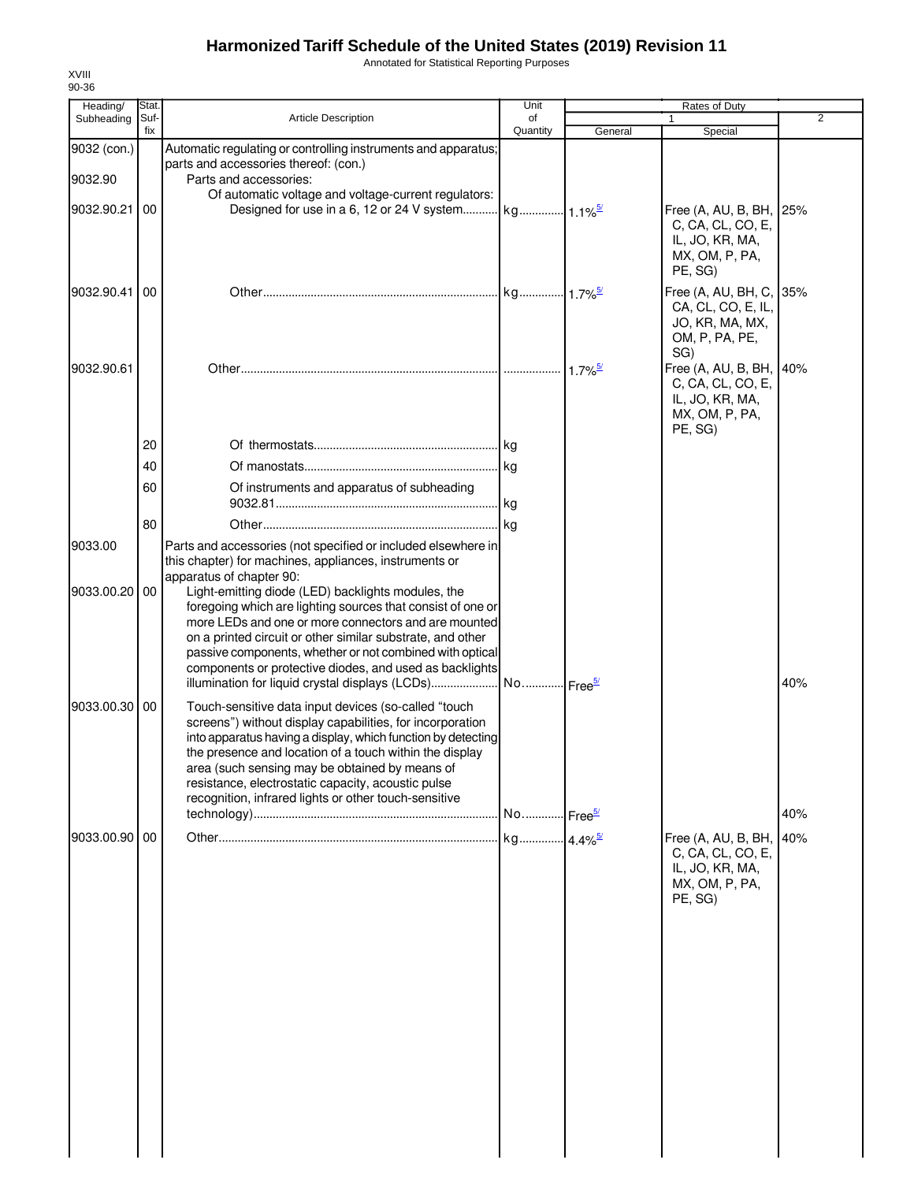# Harmonized Tariff Schedule of the United States (2019) Revision 11

Annotated for Statistical Reporting Purposes

XVIII
90-36

| Heading/ Subheading | Stat. Suf- fix | Article Description | Unit of Quantity | Rates of Duty 1 General | Special | 2 |
|---|---|---|---|---|---|---|
| 9032 (con.) | | Automatic regulating or controlling instruments and apparatus; parts and accessories thereof: (con.) | | | | |
| 9032.90 | | Parts and accessories: | | | | |
| | | Of automatic voltage and voltage-current regulators: | | | | |
| 9032.90.21 | 00 | Designed for use in a 6, 12 or 24 V system | kg | 1.1%[5/] | Free (A, AU, B, BH, C, CA, CL, CO, E, IL, JO, KR, MA, MX, OM, P, PA, PE, SG) | 25% |
| 9032.90.41 | 00 | Other | kg | 1.7%[5/] | Free (A, AU, BH, C, CA, CL, CO, E, IL, JO, KR, MA, MX, OM, P, PA, PE, SG) | 35% |
| 9032.90.61 | | Other | | 1.7%[5/] | Free (A, AU, B, BH, C, CA, CL, CO, E, IL, JO, KR, MA, MX, OM, P, PA, PE, SG) | 40% |
| | 20 | Of thermostats | kg | | | |
| | 40 | Of manostats | kg | | | |
| | 60 | Of instruments and apparatus of subheading 9032.81 | kg | | | |
| | 80 | Other | kg | | | |
| 9033.00 | | Parts and accessories (not specified or included elsewhere in this chapter) for machines, appliances, instruments or apparatus of chapter 90: | | | | |
| 9033.00.20 | 00 | Light-emitting diode (LED) backlights modules, the foregoing which are lighting sources that consist of one or more LEDs and one or more connectors and are mounted on a printed circuit or other similar substrate, and other passive components, whether or not combined with optical components or protective diodes, and used as backlights illumination for liquid crystal displays (LCDs) | No. | Free[5/] | | 40% |
| 9033.00.30 | 00 | Touch-sensitive data input devices (so-called "touch screens") without display capabilities, for incorporation into apparatus having a display, which function by detecting the presence and location of a touch within the display area (such sensing may be obtained by means of resistance, electrostatic capacity, acoustic pulse recognition, infrared lights or other touch-sensitive technology) | No. | Free[5/] | | 40% |
| 9033.00.90 | 00 | Other | kg | 4.4%[5/] | Free (A, AU, B, BH, C, CA, CL, CO, E, IL, JO, KR, MA, MX, OM, P, PA, PE, SG) | 40% |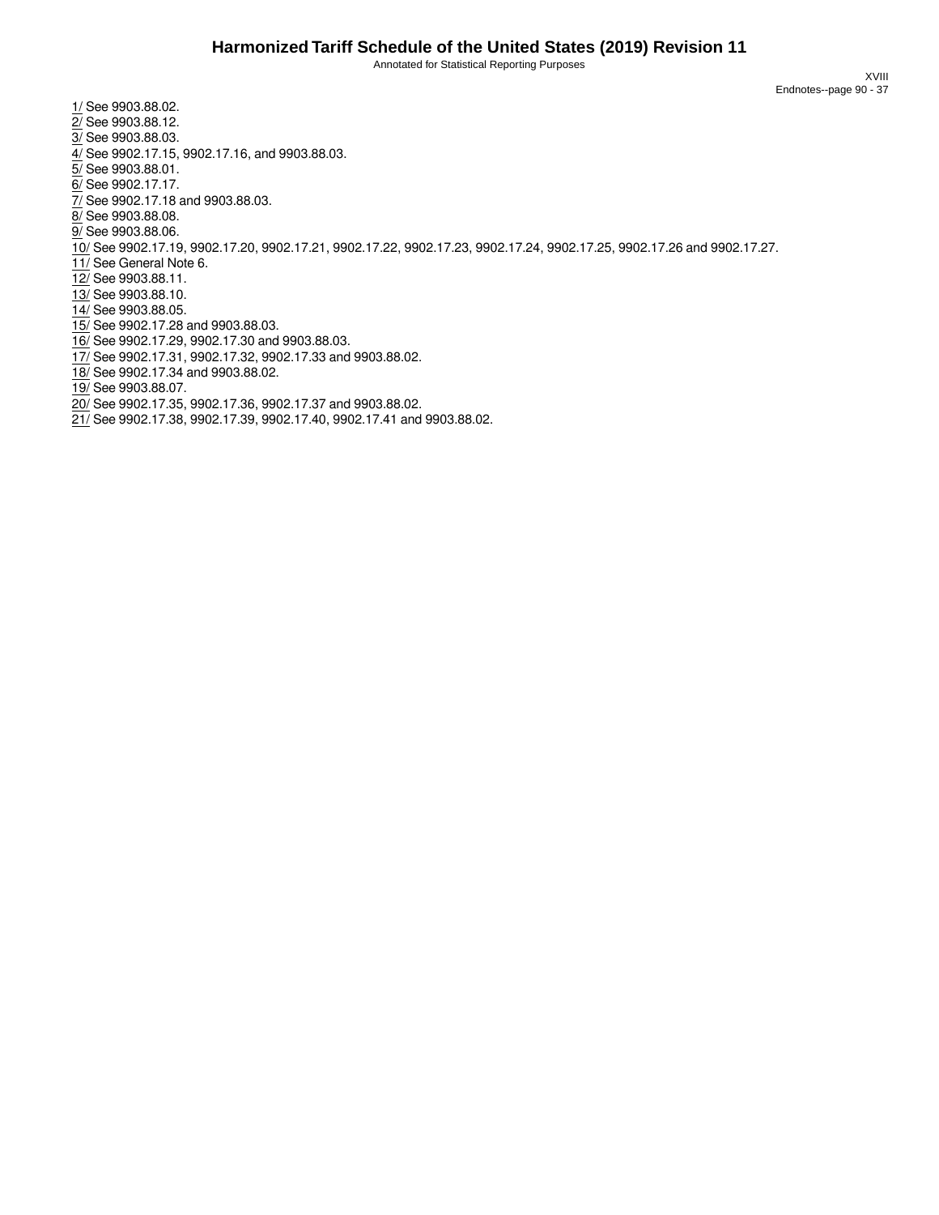1/ See 9903.88.02.
2/ See 9903.88.12.
3/ See 9903.88.03.
4/ See 9902.17.15, 9902.17.16, and 9903.88.03.
5/ See 9903.88.01.
6/ See 9902.17.17.
7/ See 9902.17.18 and 9903.88.03.
8/ See 9903.88.08.
9/ See 9903.88.06.
10/ See 9902.17.19, 9902.17.20, 9902.17.21, 9902.17.22, 9902.17.23, 9902.17.24, 9902.17.25, 9902.17.26 and 9902.17.27.
11/ See General Note 6.
12/ See 9903.88.11.
13/ See 9903.88.10.
14/ See 9903.88.05.
15/ See 9902.17.28 and 9903.88.03.
16/ See 9902.17.29, 9902.17.30 and 9903.88.03.
17/ See 9902.17.31, 9902.17.32, 9902.17.33 and 9903.88.02.
18/ See 9902.17.34 and 9903.88.02.
19/ See 9903.88.07.
20/ See 9902.17.35, 9902.17.36, 9902.17.37 and 9903.88.02.
21/ See 9902.17.38, 9902.17.39, 9902.17.40, 9902.17.41 and 9903.88.02.